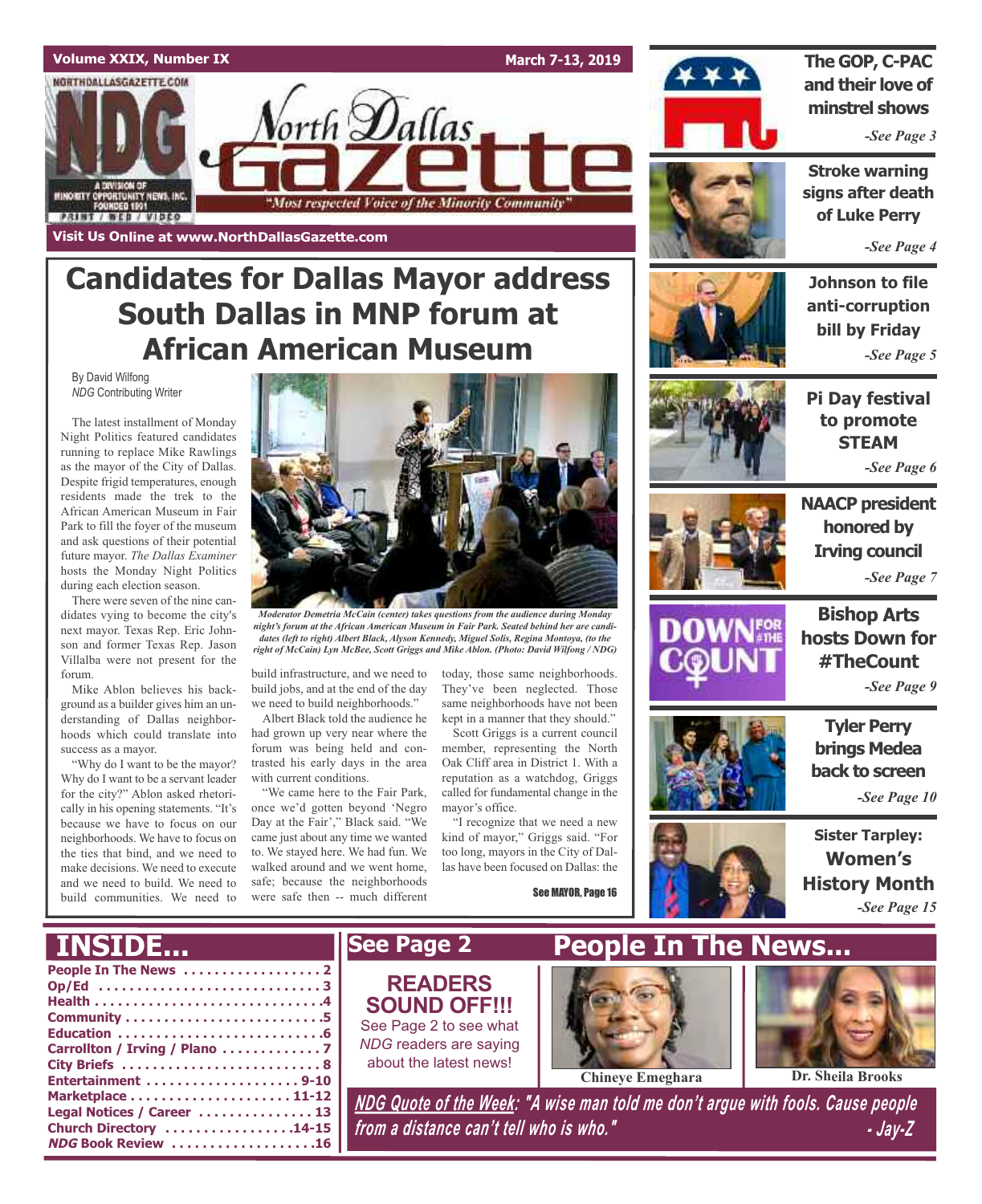Volume XXIX, Number IX — March 7-13, 2019

# North Dallas Gazette

*"Most respected Voice of the Minority Community"*

Visit Us Online at www.NorthDallasGazette.com

# Candidates for Dallas Mayor address South Dallas in MNP forum at African American Museum

By David Wilfong
*NDG* Contributing Writer

The latest installment of Monday Night Politics featured candidates running to replace Mike Rawlings as the mayor of the City of Dallas. Despite frigid temperatures, enough residents made the trek to the African American Museum in Fair Park to fill the foyer of the museum and ask questions of their potential future mayor. *The Dallas Examiner* hosts the Monday Night Politics during each election season.

There were seven of the nine candidates vying to become the city's next mayor. Texas Rep. Eric Johnson and former Texas Rep. Jason Villalba were not present for the forum.

Mike Ablon believes his background as a builder gives him an understanding of Dallas neighborhoods which could translate into success as a mayor.

"Why do I want to be the mayor? Why do I want to be a servant leader for the city?" Ablon asked rhetorically in his opening statements. "It's because we have to focus on our neighborhoods. We have to focus on the ties that bind, and we need to make decisions. We need to execute and we need to build. We need to build communities. We need to build infrastructure, and we need to build jobs, and at the end of the day we need to build neighborhoods."

*Moderator Demetria McCain (center) takes questions from the audience during Monday night's forum at the African American Museum in Fair Park. Seated behind her are candidates (left to right) Albert Black, Alyson Kennedy, Miguel Solis, Regina Montoya, (to the right of McCain) Lyn McBee, Scott Griggs and Mike Ablon. (Photo: David Wilfong / NDG)*

Albert Black told the audience he had grown up very near where the forum was being held and contrasted his early days in the area with current conditions.

"We came here to the Fair Park, once we'd gotten beyond 'Negro Day at the Fair'," Black said. "We came just about any time we wanted to. We stayed here. We had fun. We walked around and we went home, safe; because the neighborhoods were safe then -- much different today, those same neighborhoods. They've been neglected. Those same neighborhoods have not been kept in a manner that they should."

Scott Griggs is a current council member, representing the North Oak Cliff area in District 1. With a reputation as a watchdog, Griggs called for fundamental change in the mayor's office.

"I recognize that we need a new kind of mayor," Griggs said. "For too long, mayors in the City of Dallas have been focused on Dallas: the

See MAYOR, Page 16

---

**The GOP, C-PAC and their love of minstrel shows** -See Page 3

**Stroke warning signs after death of Luke Perry** -See Page 4

**Johnson to file anti-corruption bill by Friday** -See Page 5

**Pi Day festival to promote STEAM** -See Page 6

**NAACP president honored by Irving council** -See Page 7

**Bishop Arts hosts Down for #TheCount** -See Page 9

**Tyler Perry brings Medea back to screen** -See Page 10

**Sister Tarpley: Women's History Month** -See Page 15

---

## INSIDE...

- People In The News .................. 2
- Op/Ed .................. 3
- Health .................. 4
- Community .................. 5
- Education .................. 6
- Carrollton / Irving / Plano .................. 7
- City Briefs .................. 8
- Entertainment .................. 9-10
- Marketplace .................. 11-12
- Legal Notices / Career .................. 13
- Church Directory .................. 14-15
- *NDG* Book Review .................. 16

## See Page 2

**READERS SOUND OFF!!!**

See Page 2 to see what *NDG* readers are saying about the latest news!

## People In The News...

Chineye Emeghara

Dr. Sheila Brooks

***NDG Quote of the Week*: "A wise man told me don't argue with fools. Cause people from a distance can't tell who is who." - Jay-Z**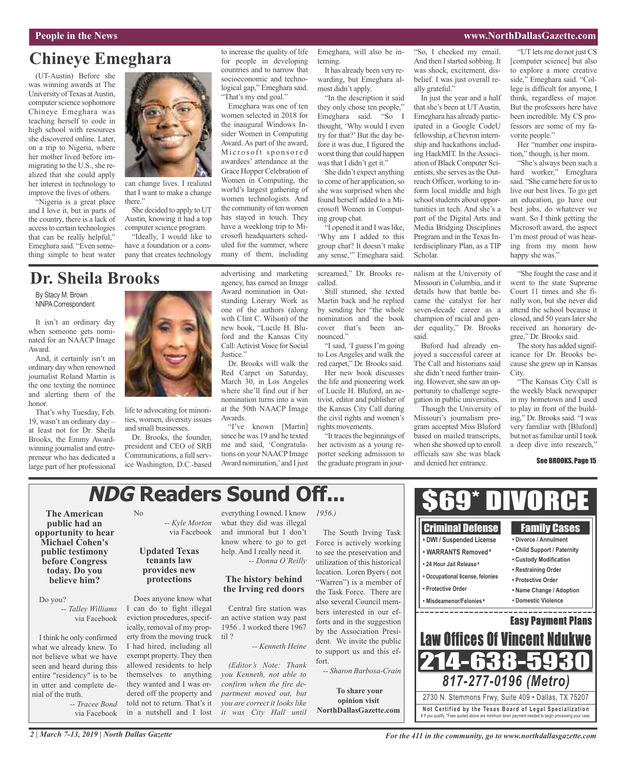# Chineye Emeghara

(UT-Austin) Before she was winning awards at The University of Texas at Austin, computer science sophomore Chineye Emeghara was teaching herself to code in high school with resources she discovered online. Later, on a trip to Nigeria, where her mother lived before immigrating to the U.S., she realized that she could apply her interest in technology to improve the lives of others.

"Nigeria is a great place and I love it, but in parts of the country, there is a lack of access to certain technologies that can be really helpful," Emeghara said. "Even something simple to heat water can change lives. I realized that I want to make a change there."

She decided to apply to UT Austin, knowing it had a top computer science program.

"Ideally, I would like to have a foundation or a company that creates technology to increase the quality of life for people in developing countries and to narrow that socioeconomic and technological gap," Emeghara said. "That's my end goal."

Emeghara was one of ten women selected in 2018 for the inaugural Windows Insider Women in Computing Award. As part of the award, Microsoft sponsored awardees' attendance at the Grace Hopper Celebration of Women in Computing, the world's largest gathering of women technologists. And the community of ten women has stayed in touch. They have a weeklong trip to Microsoft headquarters scheduled for the summer, where many of them, including Emeghara, will also be interning.

It has already been very rewarding, but Emeghara almost didn't apply.

"In the description it said they only chose ten people," Emeghara said. "So I thought, 'Why would I even try for that?' But the day before it was due, I figured the worst thing that could happen was that I didn't get it."

She didn't expect anything to come of her application, so she was surprised when she found herself added to a Microsoft Women in Computing group chat.

"I opened it and I was like, 'Why am I added to this group chat? It doesn't make any sense,'" Emeghara said. "So, I checked my email. And then I started sobbing. It was shock, excitement, disbelief. I was just overall really grateful."

In just the year and a half that she's been at UT Austin, Emeghara has already participated in a Google CodeU fellowship, a Chevron internship and hackathons including HackMIT. In the Association of Black Computer Scientists, she serves as the Outreach Officer, working to inform local middle and high school students about opportunities in tech. And she's a part of the Digital Arts and Media Bridging Disciplines Program and in the Texas Interdisciplinary Plan, as a TIP Scholar.

"UT lets me do not just CS [computer science] but also to explore a more creative side," Emeghara said. "College is difficult for anyone, I think, regardless of major. But the professors here have been incredible. My CS professors are some of my favorite people."

Her "number one inspiration," though, is her mom.

"She's always been such a hard worker," Emeghara said. "She came here for us to live our best lives. To go get an education, go have our best jobs, do whatever we want. So I think getting the Microsoft award, the aspect I'm most proud of was hearing from my mom how happy she was."

# Dr. Sheila Brooks

By Stacy M. Brown
NNPA Correspondent

It isn't an ordinary day when someone gets nominated for an NAACP Image Award.

And, it certainly isn't an ordinary day when renowned journalist Roland Martin is the one texting the nominee and alerting them of the honor.

That's why Tuesday, Feb. 19, wasn't an ordinary day – at least not for Dr. Sheila Brooks, the Emmy Award-winning journalist and entrepreneur who has dedicated a large part of her professional life to advocating for minorities, women, diversity issues and small businesses.

Dr. Brooks, the founder, president and CEO of SRB Communications, a full service Washington, D.C.-based advertising and marketing agency, has earned an Image Award nomination in Outstanding Literary Work as one of the authors (along with Clint C. Wilson) of the new book, "Lucile H. Bluford and the Kansas City Call: Activist Voice for Social Justice."

Dr. Brooks will walk the Red Carpet on Saturday, March 30, in Los Angeles where she'll find out if her nomination turns into a win at the 50th NAACP Image Awards.

"I've known [Martin] since he was 19 and he texted me and said, 'Congratulations on your NAACP Image Award nomination,' and I just screamed," Dr. Brooks recalled.

Still stunned, she texted Martin back and he replied by sending her "the whole nomination and the book cover that's been announced."

"I said, 'I guess I'm going to Los Angeles and walk the red carpet," Dr. Brooks said.

Her new book discusses the life and pioneering work of Lucile H. Bluford, an activist, editor and publisher of the Kansas City Call during the civil rights and women's rights movements.

"It traces the beginnings of her activism as a young reporter seeking admission to the graduate program in journalism at the University of Missouri in Columbia, and it details how that battle became the catalyst for her seven-decade career as a champion of racial and gender equality," Dr. Brooks said.

Buford had already enjoyed a successful career at The Call and historians said she didn't need further training. However, she saw an opportunity to challenge segregation in public universities.

Though the University of Missouri's journalism program accepted Miss Buford based on mailed transcripts, when she showed up to enroll officials saw she was black and denied her entrance.

"She fought the case and it went to the state Supreme Court 11 times and she finally won, but she never did attend the school because it closed, and 50 years later she received an honorary degree," Dr. Brooks said.

The story has added significance for Dr. Brooks because she grew up in Kansas City.

"The Kansas City Call is the weekly black newspaper in my hometown and I used to play in front of the building," Dr. Brooks said. "I was very familiar with [Bluford] but not as familiar until I took a deep dive into research,"

See BROOKS, Page 15

# *NDG* Readers Sound Off...

**The American public had an opportunity to hear Michael Cohen's public testimony before Congress today. Do you believe him?**

Do you?

*-- Talley Williams* via Facebook

I think he only confirmed what we already knew. To not believe what we have seen and heard during this entire "residency" is to be in utter and complete denial of the truth.

*-- Tracee Bond* via Facebook

No

*-- Kyle Morton* via Facebook

### Updated Texas tenants law provides new protections

Does anyone know what I can do to fight illegal eviction procedures, specifically, removal of my property from the moving truck I had hired, including all exempt property. They then allowed residents to help themselves to anything they wanted and I was ordered off the property and told not to return. That's it in a nutshell and I lost everything I owned. I know what they did was illegal and immoral but I don't know where to go to get help. And I really need it.

*-- Donna O'Reilly*

### The history behind the Irving red doors

Central fire station was an active station way past 1956 . I worked there 1967 til ?

*-- Kenneth Heine*

*(Editor's Note: Thank you Kenneth, not able to confirm when the fire department moved out, but you are correct it looks like it was City Hall until 1956.)*

The South Irving Task Force is actively working to see the preservation and utilization of this historical location. Loren Byers ( not "Warren") is a member of the Task Force. There are also several Council members interested in our efforts and in the suggestion by the Association President. We invite the public to support us and this effort.

*-- Sharon Barbosa-Crain*

**To share your opinion visit NorthDallasGazette.com**

## $69* DIVORCE

**Criminal Defense**
- DWI / Suspended License
- WARRANTS Removed ¥
- 24 Hour Jail Release ¥
- Occupational license, felonies
- Protective Order
- Misdeamenor/Felonies ¥

**Family Cases**
- Divorce / Annulment
- Child Support / Paternity
- Custody Modification
- Restraining Order
- Protective Order
- Name Change / Adoption
- Domestic Violence

**Easy Payment Plans**

**Law Offices Of Vincent Ndukwe**

**214-638-5930**

*817-277-0196 (Metro)*

2730 N. Stemmons Frwy, Suite 409 • Dallas, TX 75207

Not Certified by the Texas Board of Legal Specialization
¥ If you qualify. *Fees quoted above are minimum down payment needed to begin processing your case.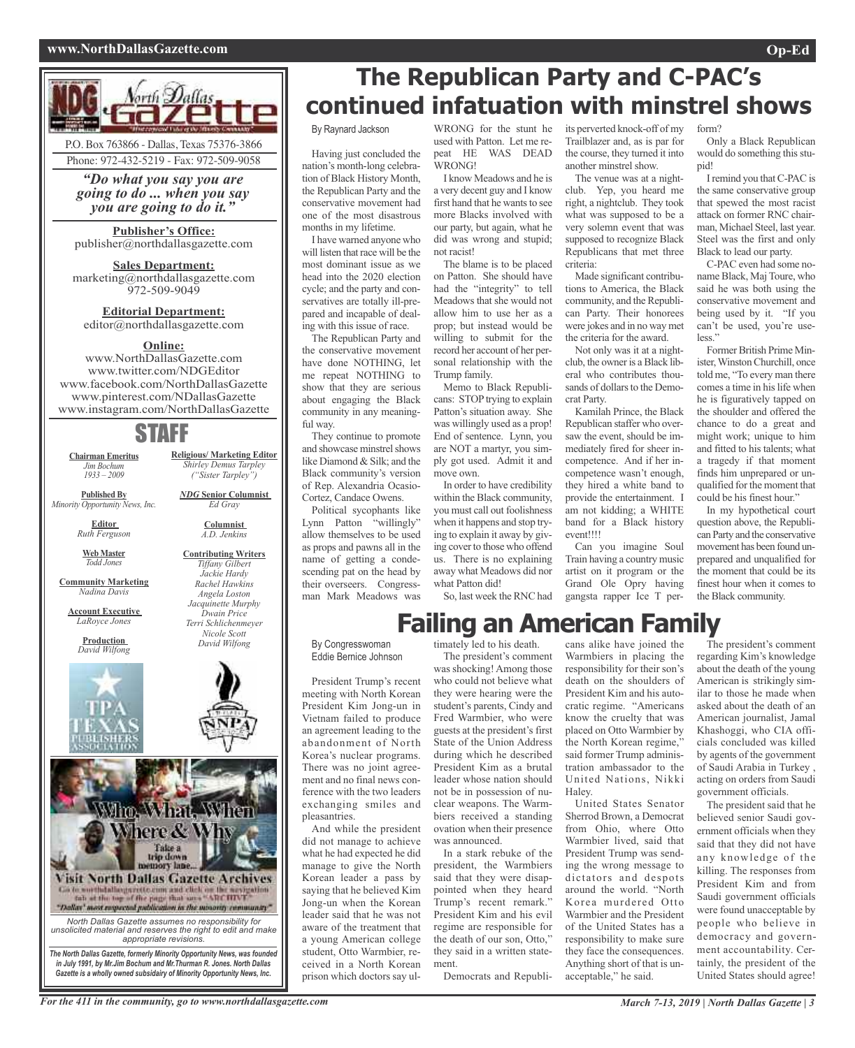North Dallas Gazette

P.O. Box 763866 - Dallas, Texas 75376-3866
Phone: 972-432-5219 - Fax: 972-509-9058

*"Do what you say you are going to do ... when you say you are going to do it."*

**Publisher's Office:**
publisher@northdallasgazette.com

**Sales Department:**
marketing@northdallasgazette.com
972-509-9049

**Editorial Department:**
editor@northdallasgazette.com

**Online:**
www.NorthDallasGazette.com
www.twitter.com/NDGEditor
www.facebook.com/NorthDallasGazette
www.pinterest.com/NDallasGazette
www.instagram.com/NorthDallasGazette

## STAFF

**Chairman Emeritus**
*Jim Bochum*
*1933 – 2009*

**Published By**
*Minority Opportunity News, Inc.*

**Editor**
*Ruth Ferguson*

**Web Master**
*Todd Jones*

**Community Marketing**
*Nadina Davis*

**Account Executive**
*LaRoyce Jones*

**Production**
*David Wilfong*

**Religious/ Marketing Editor**
*Shirley Demus Tarpley*
*("Sister Tarpley")*

***NDG* Senior Columnist**
*Ed Gray*

**Columnist**
*A.D. Jenkins*

**Contributing Writers**
*Tiffany Gilbert*
*Jackie Hardy*
*Rachel Hawkins*
*Angela Loston*
*Jacquinette Murphy*
*Dwain Price*
*Terri Schlichenmeyer*
*Nicole Scott*
*David Wilfong*

Who, What, When Where & Why
Take a trip down memory lane...
Visit North Dallas Gazette Archives
Go to northdallasgazette.com and click on the navigation tab at the top of the page that says "ARCHIVE"
"Dallas' most respected publication in the minority community"

*North Dallas Gazette assumes no responsibility for unsolicited material and reserves the right to edit and make appropriate revisions.*

***The North Dallas Gazette, formerly Minority Opportunity News, was founded in July 1991, by Mr.Jim Bochum and Mr.Thurman R. Jones. North Dallas Gazette is a wholly owned subsidairy of Minority Opportunity News, Inc.***

# The Republican Party and C-PAC's continued infatuation with minstrel shows

By Raynard Jackson

Having just concluded the nation's month-long celebration of Black History Month, the Republican Party and the conservative movement had one of the most disastrous months in my lifetime.

I have warned anyone who will listen that race will be the most dominant issue as we head into the 2020 election cycle; and the party and conservatives are totally ill-prepared and incapable of dealing with this issue of race.

The Republican Party and the conservative movement have done NOTHING, let me repeat NOTHING to show that they are serious about engaging the Black community in any meaningful way.

They continue to promote and showcase minstrel shows like Diamond & Silk; and the Black community's version of Rep. Alexandria Ocasio-Cortez, Candace Owens.

Political sycophants like Lynn Patton "willingly" allow themselves to be used as props and pawns all in the name of getting a condescending pat on the head by their overseers. Congressman Mark Meadows was WRONG for the stunt he used with Patton. Let me repeat HE WAS DEAD WRONG!

I know Meadows and he is a very decent guy and I know first hand that he wants to see more Blacks involved with our party, but again, what he did was wrong and stupid; not racist!

The blame is to be placed on Patton. She should have had the "integrity" to tell Meadows that she would not allow him to use her as a prop; but instead would be willing to submit for the record her account of her personal relationship with the Trump family.

Memo to Black Republicans: STOP trying to explain Patton's situation away. She was willingly used as a prop! End of sentence. Lynn, you are NOT a martyr, you simply got used. Admit it and move own.

In order to have credibility within the Black community, you must call out foolishness when it happens and stop trying to explain it away by giving cover to those who offend us. There is no explaining away what Meadows did nor what Patton did!

So, last week the RNC had its perverted knock-off of my Trailblazer and, as is par for the course, they turned it into another minstrel show.

The venue was at a nightclub. Yep, you heard me right, a nightclub. They took what was supposed to be a very solemn event that was supposed to recognize Black Republicans that met three criteria:

Made significant contributions to America, the Black community, and the Republican Party. Their honorees were jokes and in no way met the criteria for the award.

Not only was it at a nightclub, the owner is a Black liberal who contributes thousands of dollars to the Democrat Party.

Kamilah Prince, the Black Republican staffer who oversaw the event, should be immediately fired for sheer incompetence. And if her incompetence wasn't enough, they hired a white band to provide the entertainment. I am not kidding; a WHITE band for a Black history event!!!!

Can you imagine Soul Train having a country music artist on it program or the Grand Ole Opry having gangsta rapper Ice T perform?

Only a Black Republican would do something this stupid!

I remind you that C-PAC is the same conservative group that spewed the most racist attack on former RNC chairman, Michael Steel, last year. Steel was the first and only Black to lead our party.

C-PAC even had some no-name Black, Maj Toure, who said he was both using the conservative movement and being used by it. "If you can't be used, you're useless."

Former British Prime Minister, Winston Churchill, once told me, "To every man there comes a time in his life when he is figuratively tapped on the shoulder and offered the chance to do a great and might work; unique to him and fitted to his talents; what a tragedy if that moment finds him unprepared or unqualified for the moment that could be his finest hour."

In my hypothetical court question above, the Republican Party and the conservative movement has been found unprepared and unqualified for the moment that could be its finest hour when it comes to the Black community.

# Failing an American Family

By Congresswoman Eddie Bernice Johnson

President Trump's recent meeting with North Korean President Kim Jong-un in Vietnam failed to produce an agreement leading to the abandonment of North Korea's nuclear programs. There was no joint agreement and no final news conference with the two leaders exchanging smiles and pleasantries.

And while the president did not manage to achieve what he had expected he did manage to give the North Korean leader a pass by saying that he believed Kim Jong-un when the Korean leader said that he was not aware of the treatment that a young American college student, Otto Warmbier, received in a North Korean prison which doctors say ultimately led to his death.

The president's comment was shocking! Among those who could not believe what they were hearing were the student's parents, Cindy and Fred Warmbier, who were guests at the president's first State of the Union Address during which he described President Kim as a brutal leader whose nation should not be in possession of nuclear weapons. The Warmbiers received a standing ovation when their presence was announced.

In a stark rebuke of the president, the Warmbiers said that they were disappointed when they heard Trump's recent remark." President Kim and his evil regime are responsible for the death of our son, Otto," they said in a written statement.

Democrats and Republicans alike have joined the Warmbiers in placing the responsibility for their son's death on the shoulders of President Kim and his autocratic regime. "Americans know the cruelty that was placed on Otto Warmbier by the North Korean regime," said former Trump administration ambassador to the United Nations, Nikki Haley.

United States Senator Sherrod Brown, a Democrat from Ohio, where Otto Warmbier lived, said that President Trump was sending the wrong message to dictators and despots around the world. "North Korea murdered Otto Warmbier and the President of the United States has a responsibility to make sure they face the consequences. Anything short of that is unacceptable," he said.

The president's comment regarding Kim's knowledge about the death of the young American is strikingly similar to those he made when asked about the death of an American journalist, Jamal Khashoggi, who CIA officials concluded was killed by agents of the government of Saudi Arabia in Turkey , acting on orders from Saudi government officials.

The president said that he believed senior Saudi government officials when they said that they did not have any knowledge of the killing. The responses from President Kim and from Saudi government officials were found unacceptable by people who believe in democracy and government accountability. Certainly, the president of the United States should agree!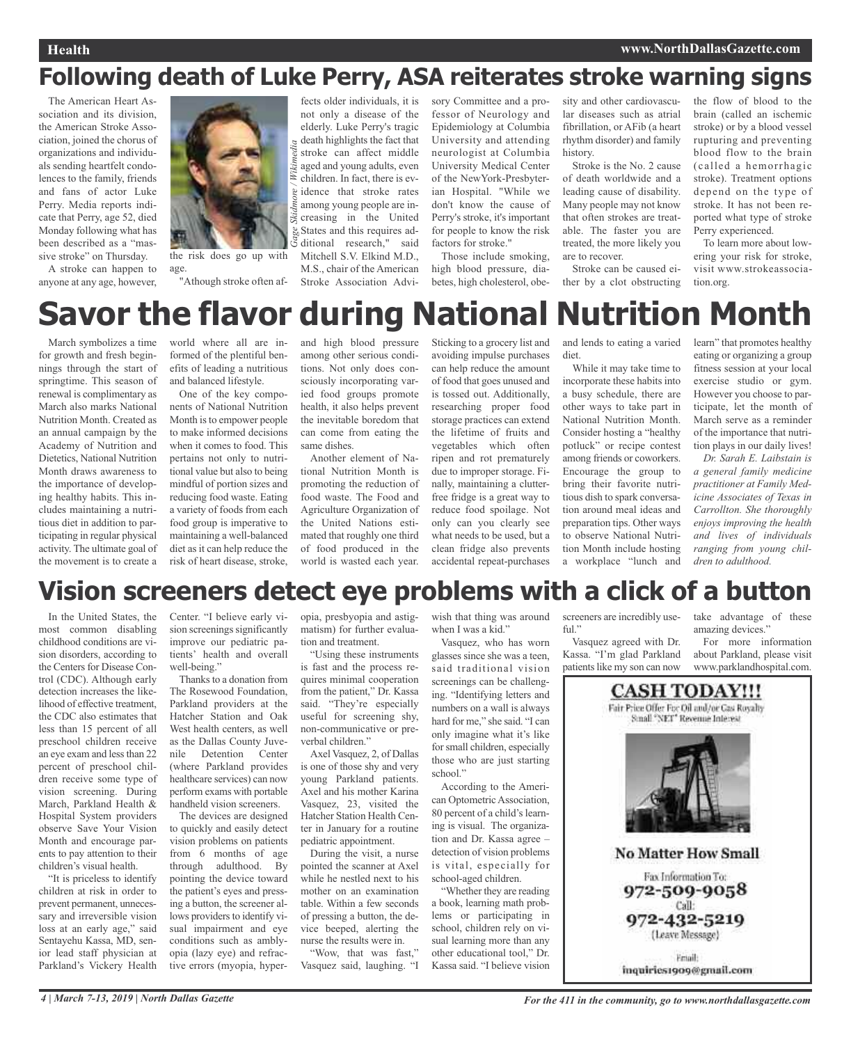# Following death of Luke Perry, ASA reiterates stroke warning signs

The American Heart Association and its division, the American Stroke Association, joined the chorus of organizations and individuals sending heartfelt condolences to the family, friends and fans of actor Luke Perry. Media reports indicate that Perry, age 52, died Monday following what has been described as a "massive stroke" on Thursday.

A stroke can happen to anyone at any age, however, the risk does go up with age.

Gage Skidmore / Wikimedia

"Athough stroke often affects older individuals, it is not only a disease of the elderly. Luke Perry's tragic death highlights the fact that stroke can affect middle aged and young adults, even children. In fact, there is evidence that stroke rates among young people are increasing in the United States and this requires additional research," said Mitchell S.V. Elkind M.D., M.S., chair of the American Stroke Association Advisory Committee and a professor of Neurology and Epidemiology at Columbia University and attending neurologist at Columbia University Medical Center of the NewYork-Presbyterian Hospital. "While we don't know the cause of Perry's stroke, it's important for people to know the risk factors for stroke."

Those include smoking, high blood pressure, diabetes, high cholesterol, obesity and other cardiovascular diseases such as atrial fibrillation, or AFib (a heart rhythm disorder) and family history.

Stroke is the No. 2 cause of death worldwide and a leading cause of disability. Many people may not know that often strokes are treatable. The faster you are treated, the more likely you are to recover.

Stroke can be caused either by a clot obstructing the flow of blood to the brain (called an ischemic stroke) or by a blood vessel rupturing and preventing blood flow to the brain (called a hemorrhagic stroke). Treatment options depend on the type of stroke. It has not been reported what type of stroke Perry experienced.

To learn more about lowering your risk for stroke, visit www.strokeassociation.org.

# Savor the flavor during National Nutrition Month

March symbolizes a time for growth and fresh beginnings through the start of springtime. This season of renewal is complimentary as March also marks National Nutrition Month. Created as an annual campaign by the Academy of Nutrition and Dietetics, National Nutrition Month draws awareness to the importance of developing healthy habits. This includes maintaining a nutritious diet in addition to participating in regular physical activity. The ultimate goal of the movement is to create a world where all are informed of the plentiful benefits of leading a nutritious and balanced lifestyle.

One of the key components of National Nutrition Month is to empower people to make informed decisions when it comes to food. This pertains not only to nutritional value but also to being mindful of portion sizes and reducing food waste. Eating a variety of foods from each food group is imperative to maintaining a well-balanced diet as it can help reduce the risk of heart disease, stroke, and high blood pressure among other serious conditions. Not only does consciously incorporating varied food groups promote health, it also helps prevent the inevitable boredom that can come from eating the same dishes.

Another element of National Nutrition Month is promoting the reduction of food waste. The Food and Agriculture Organization of the United Nations estimated that roughly one third of food produced in the world is wasted each year. Sticking to a grocery list and avoiding impulse purchases can help reduce the amount of food that goes unused and is tossed out. Additionally, researching proper food storage practices can extend the lifetime of fruits and vegetables which often ripen and rot prematurely due to improper storage. Finally, maintaining a clutter-free fridge is a great way to reduce food spoilage. Not only can you clearly see what needs to be used, but a clean fridge also prevents accidental repeat-purchases and lends to eating a varied diet.

While it may take time to incorporate these habits into a busy schedule, there are other ways to take part in National Nutrition Month. Consider hosting a "healthy potluck" or recipe contest among friends or coworkers. Encourage the group to bring their favorite nutritious dish to spark conversation around meal ideas and preparation tips. Other ways to observe National Nutrition Month include hosting a workplace "lunch and learn" that promotes healthy eating or organizing a group fitness session at your local exercise studio or gym. However you choose to participate, let the month of March serve as a reminder of the importance that nutrition plays in our daily lives!

*Dr. Sarah E. Laibstain is a general family medicine practitioner at Family Medicine Associates of Texas in Carrollton. She thoroughly enjoys improving the health and lives of individuals ranging from young children to adulthood.*

# Vision screeners detect eye problems with a click of a button

In the United States, the most common disabling childhood conditions are vision disorders, according to the Centers for Disease Control (CDC). Although early detection increases the likelihood of effective treatment, the CDC also estimates that less than 15 percent of all preschool children receive an eye exam and less than 22 percent of preschool children receive some type of vision screening. During March, Parkland Health & Hospital System providers observe Save Your Vision Month and encourage parents to pay attention to their children's visual health.

"It is priceless to identify children at risk in order to prevent permanent, unnecessary and irreversible vision loss at an early age," said Sentayehu Kassa, MD, senior lead staff physician at Parkland's Vickery Health Center. "I believe early vision screenings significantly improve our pediatric patients' health and overall well-being."

Thanks to a donation from The Rosewood Foundation, Parkland providers at the Hatcher Station and Oak West health centers, as well as the Dallas County Juvenile Detention Center (where Parkland provides healthcare services) can now perform exams with portable handheld vision screeners.

The devices are designed to quickly and easily detect vision problems on patients from 6 months of age through adulthood. By pointing the device toward the patient's eyes and pressing a button, the screener allows providers to identify visual impairment and eye conditions such as amblyopia (lazy eye) and refractive errors (myopia, hyperopia, presbyopia and astigmatism) for further evaluation and treatment.

"Using these instruments is fast and the process requires minimal cooperation from the patient," Dr. Kassa said. "They're especially useful for screening shy, non-communicative or preverbal children."

Axel Vasquez, 2, of Dallas is one of those shy and very young Parkland patients. Axel and his mother Karina Vasquez, 23, visited the Hatcher Station Health Center in January for a routine pediatric appointment.

During the visit, a nurse pointed the scanner at Axel while he nestled next to his mother on an examination table. Within a few seconds of pressing a button, the device beeped, alerting the nurse the results were in.

"Wow, that was fast," Vasquez said, laughing. "I wish that thing was around when I was a kid."

Vasquez, who has worn glasses since she was a teen, said traditional vision screenings can be challenging. "Identifying letters and numbers on a wall is always hard for me," she said. "I can only imagine what it's like for small children, especially those who are just starting school."

According to the American Optometric Association, 80 percent of a child's learning is visual. The organization and Dr. Kassa agree – detection of vision problems is vital, especially for school-aged children.

"Whether they are reading a book, learning math problems or participating in school, children rely on visual learning more than any other educational tool," Dr. Kassa said. "I believe vision screeners are incredibly useful."

Vasquez agreed with Dr. Kassa. "I'm glad Parkland patients like my son can now take advantage of these amazing devices."

For more information about Parkland, please visit www.parklandhospital.com.

**CASH TODAY!!!**

Fair Price Offer For Oil and/or Gas Royalty
Small "NET" Revenue Interest

**No Matter How Small**

Fax Information To:
972-509-9058
Call:
972-432-5219
(Leave Message)

Email:
inquiries1909@gmail.com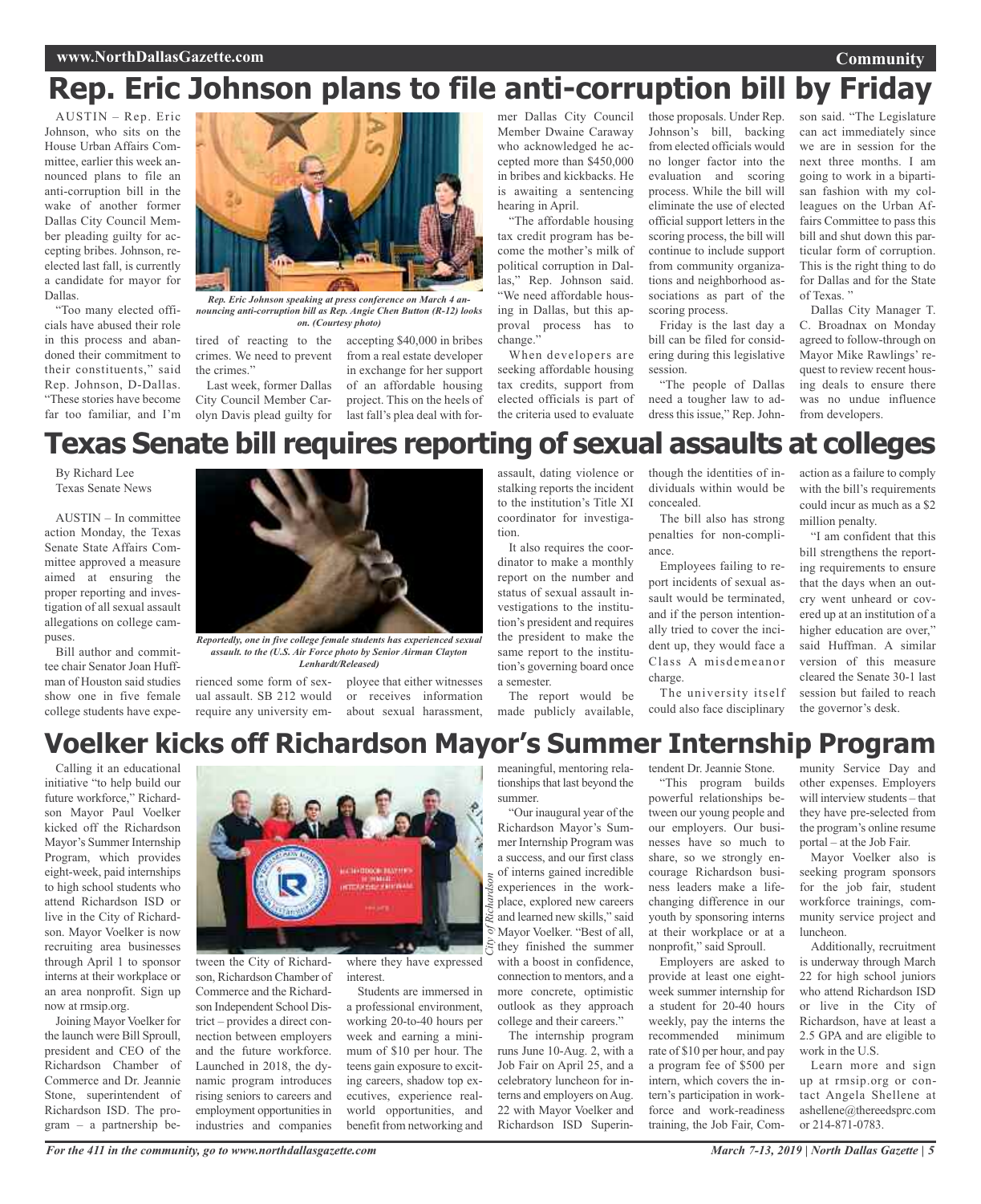# Rep. Eric Johnson plans to file anti-corruption bill by Friday

AUSTIN – Rep. Eric Johnson, who sits on the House Urban Affairs Committee, earlier this week announced plans to file an anti-corruption bill in the wake of another former Dallas City Council Member pleading guilty for accepting bribes. Johnson, reelected last fall, is currently a candidate for mayor for Dallas.

"Too many elected officials have abused their role in this process and abandoned their commitment to their constituents," said Rep. Johnson, D-Dallas. "These stories have become far too familiar, and I'm tired of reacting to the crimes. We need to prevent the crimes."

*Rep. Eric Johnson speaking at press conference on March 4 announcing anti-corruption bill as Rep. Angie Chen Button (R-12) looks on. (Courtesy photo)*

Last week, former Dallas City Council Member Carolyn Davis plead guilty for accepting $40,000 in bribes from a real estate developer in exchange for her support of an affordable housing project. This on the heels of last fall's plea deal with former Dallas City Council Member Dwaine Caraway who acknowledged he accepted more than $450,000 in bribes and kickbacks. He is awaiting a sentencing hearing in April.

"The affordable housing tax credit program has become the mother's milk of political corruption in Dallas," Rep. Johnson said. "We need affordable housing in Dallas, but this approval process has to change."

When developers are seeking affordable housing tax credits, support from elected officials is part of the criteria used to evaluate those proposals. Under Rep. Johnson's bill, backing from elected officials would no longer factor into the evaluation and scoring process. While the bill will eliminate the use of elected official support letters in the scoring process, the bill will continue to include support from community organizations and neighborhood associations as part of the scoring process.

Friday is the last day a bill can be filed for considering during this legislative session.

"The people of Dallas need a tougher law to address this issue," Rep. Johnson said. "The Legislature can act immediately since we are in session for the next three months. I am going to work in a bipartisan fashion with my colleagues on the Urban Affairs Committee to pass this bill and shut down this particular form of corruption. This is the right thing to do for Dallas and for the State of Texas."

Dallas City Manager T. C. Broadnax on Monday agreed to follow-through on Mayor Mike Rawlings' request to review recent housing deals to ensure there was no undue influence from developers.

# Texas Senate bill requires reporting of sexual assaults at colleges

By Richard Lee
Texas Senate News

AUSTIN – In committee action Monday, the Texas Senate State Affairs Committee approved a measure aimed at ensuring the proper reporting and investigation of all sexual assault allegations on college campuses.

Bill author and committee chair Senator Joan Huffman of Houston said studies show one in five female college students have experienced some form of sexual assault. SB 212 would require any university employee that either witnesses or receives information about sexual harassment, assault, dating violence or stalking reports the incident to the institution's Title XI coordinator for investigation.

*Reportedly, one in five college female students has experienced sexual assault. to the (U.S. Air Force photo by Senior Airman Clayton Lenhardt/Released)*

It also requires the coordinator to make a monthly report on the number and status of sexual assault investigations to the institution's president and requires the president to make the same report to the institution's governing board once a semester.

The report would be made publicly available, though the identities of individuals within would be concealed.

The bill also has strong penalties for non-compliance.

Employees failing to report incidents of sexual assault would be terminated, and if the person intentionally tried to cover the incident up, they would face a Class A misdemeanor charge.

The university itself could also face disciplinary action as a failure to comply with the bill's requirements could incur as much as a $2 million penalty.

"I am confident that this bill strengthens the reporting requirements to ensure that the days when an outcry went unheard or covered up at an institution of a higher education are over," said Huffman. A similar version of this measure cleared the Senate 30-1 last session but failed to reach the governor's desk.

# Voelker kicks off Richardson Mayor's Summer Internship Program

Calling it an educational initiative "to help build our future workforce," Richardson Mayor Paul Voelker kicked off the Richardson Mayor's Summer Internship Program, which provides eight-week, paid internships to high school students who attend Richardson ISD or live in the City of Richardson. Mayor Voelker is now recruiting area businesses through April 1 to sponsor interns at their workplace or an area nonprofit. Sign up now at rmsip.org.

Joining Mayor Voelker for the launch were Bill Sproull, president and CEO of the Richardson Chamber of Commerce and Dr. Jeannie Stone, superintendent of Richardson ISD. The program – a partnership between the City of Richardson, Richardson Chamber of Commerce and the Richardson Independent School District – provides a direct connection between employers and the future workforce. Launched in 2018, the dynamic program introduces rising seniors to careers and employment opportunities in industries and companies where they have expressed interest.

*City of Richardson*

Students are immersed in a professional environment, working 20-to-40 hours per week and earning a minimum of $10 per hour. The teens gain exposure to exciting careers, shadow top executives, experience real-world opportunities, and benefit from networking and meaningful, mentoring relationships that last beyond the summer.

"Our inaugural year of the Richardson Mayor's Summer Internship Program was a success, and our first class of interns gained incredible experiences in the workplace, explored new careers and learned new skills," said Mayor Voelker. "Best of all, they finished the summer with a boost in confidence, connection to mentors, and a more concrete, optimistic outlook as they approach college and their careers."

The internship program runs June 10-Aug. 2, with a Job Fair on April 25, and a celebratory luncheon for interns and employers on Aug. 22 with Mayor Voelker and Richardson ISD Superintendent Dr. Jeannie Stone.

"This program builds powerful relationships between our young people and our employers. Our businesses have so much to share, so we strongly encourage Richardson business leaders make a life-changing difference in our youth by sponsoring interns at their workplace or at a nonprofit," said Sproull.

Employers are asked to provide at least one eight-week summer internship for a student for 20-40 hours weekly, pay the interns the recommended minimum rate of $10 per hour, and pay a program fee of $500 per intern, which covers the intern's participation in workforce and work-readiness training, the Job Fair, Community Service Day and other expenses. Employers will interview students – that they have pre-selected from the program's online resume portal – at the Job Fair.

Mayor Voelker also is seeking program sponsors for the job fair, student workforce trainings, community service project and luncheon.

Additionally, recruitment is underway through March 22 for high school juniors who attend Richardson ISD or live in the City of Richardson, have at least a 2.5 GPA and are eligible to work in the U.S.

Learn more and sign up at rmsip.org or contact Angela Shellene at ashellene@thereedsprc.com or 214-871-0783.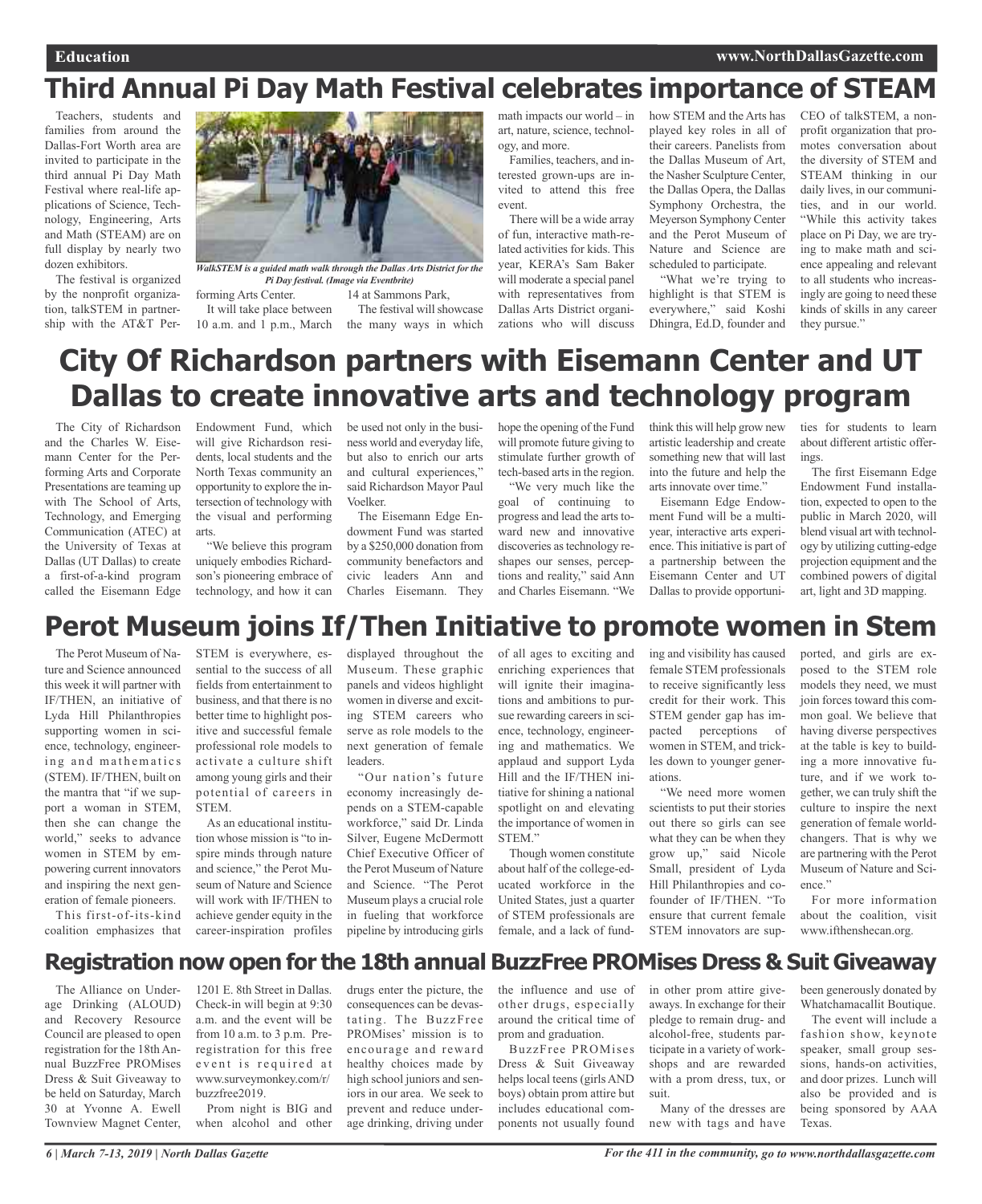# Third Annual Pi Day Math Festival celebrates importance of STEAM

Teachers, students and families from around the Dallas-Fort Worth area are invited to participate in the third annual Pi Day Math Festival where real-life applications of Science, Technology, Engineering, Arts and Math (STEAM) are on full display by nearly two dozen exhibitors.

The festival is organized by the nonprofit organization, talkSTEM in partnership with the AT&T Performing Arts Center.

*WalkSTEM is a guided math walk through the Dallas Arts District for the Pi Day festival. (Image via Eventbrite)*

It will take place between 10 a.m. and 1 p.m., March 14 at Sammons Park,

The festival will showcase the many ways in which math impacts our world – in art, nature, science, technology, and more.

Families, teachers, and interested grown-ups are invited to attend this free event.

There will be a wide array of fun, interactive math-related activities for kids. This year, KERA's Sam Baker will moderate a special panel with representatives from Dallas Arts District organizations who will discuss how STEM and the Arts has played key roles in all of their careers. Panelists from the Dallas Museum of Art, the Nasher Sculpture Center, the Dallas Opera, the Dallas Symphony Orchestra, the Meyerson Symphony Center and the Perot Museum of Nature and Science are scheduled to participate.

"What we're trying to highlight is that STEM is everywhere," said Koshi Dhingra, Ed.D, founder and CEO of talkSTEM, a nonprofit organization that promotes conversation about the diversity of STEM and STEAM thinking in our daily lives, in our communities, and in our world. "While this activity takes place on Pi Day, we are trying to make math and science appealing and relevant to all students who increasingly are going to need these kinds of skills in any career they pursue."

# City Of Richardson partners with Eisemann Center and UT Dallas to create innovative arts and technology program

The City of Richardson and the Charles W. Eisemann Center for the Performing Arts and Corporate Presentations are teaming up with The School of Arts, Technology, and Emerging Communication (ATEC) at the University of Texas at Dallas (UT Dallas) to create a first-of-a-kind program called the Eisemann Edge Endowment Fund, which will give Richardson residents, local students and the North Texas community an opportunity to explore the intersection of technology with the visual and performing arts.

"We believe this program uniquely embodies Richardson's pioneering embrace of technology, and how it can be used not only in the business world and everyday life, but also to enrich our arts and cultural experiences," said Richardson Mayor Paul Voelker.

The Eisemann Edge Endowment Fund was started by a $250,000 donation from community benefactors and civic leaders Ann and Charles Eisemann. They hope the opening of the Fund will promote future giving to stimulate further growth of tech-based arts in the region.

"We very much like the goal of continuing to progress and lead the arts toward new and innovative discoveries as technology reshapes our senses, perceptions and reality," said Ann and Charles Eisemann. "We think this will help grow new artistic leadership and create something new that will last into the future and help the arts innovate over time."

Eisemann Edge Endowment Fund will be a multi-year, interactive arts experience. This initiative is part of a partnership between the Eisemann Center and UT Dallas to provide opportunities for students to learn about different artistic offerings.

The first Eisemann Edge Endowment Fund installation, expected to open to the public in March 2020, will blend visual art with technology by utilizing cutting-edge projection equipment and the combined powers of digital art, light and 3D mapping.

# Perot Museum joins If/Then Initiative to promote women in Stem

The Perot Museum of Nature and Science announced this week it will partner with IF/THEN, an initiative of Lyda Hill Philanthropies supporting women in science, technology, engineering and mathematics (STEM). IF/THEN, built on the mantra that "if we support a woman in STEM, then she can change the world," seeks to advance women in STEM by empowering current innovators and inspiring the next generation of female pioneers.

This first-of-its-kind coalition emphasizes that STEM is everywhere, essential to the success of all fields from entertainment to business, and that there is no better time to highlight positive and successful female professional role models to activate a culture shift among young girls and their potential of careers in STEM.

As an educational institution whose mission is "to inspire minds through nature and science," the Perot Museum of Nature and Science will work with IF/THEN to achieve gender equity in the career-inspiration profiles displayed throughout the Museum. These graphic panels and videos highlight women in diverse and exciting STEM careers who serve as role models to the next generation of female leaders.

"Our nation's future economy increasingly depends on a STEM-capable workforce," said Dr. Linda Silver, Eugene McDermott Chief Executive Officer of the Perot Museum of Nature and Science. "The Perot Museum plays a crucial role in fueling that workforce pipeline by introducing girls of all ages to exciting and enriching experiences that will ignite their imaginations and ambitions to pursue rewarding careers in science, technology, engineering and mathematics. We applaud and support Lyda Hill and the IF/THEN initiative for shining a national spotlight on and elevating the importance of women in STEM."

Though women constitute about half of the college-educated workforce in the United States, just a quarter of STEM professionals are female, and a lack of funding and visibility has caused female STEM professionals to receive significantly less credit for their work. This STEM gender gap has impacted perceptions of women in STEM, and trickles down to younger generations.

"We need more women scientists to put their stories out there so girls can see what they can be when they grow up," said Nicole Small, president of Lyda Hill Philanthropies and co-founder of IF/THEN. "To ensure that current female STEM innovators are supported, and girls are exposed to the STEM role models they need, we must join forces toward this common goal. We believe that having diverse perspectives at the table is key to building a more innovative future, and if we work together, we can truly shift the culture to inspire the next generation of female world-changers. That is why we are partnering with the Perot Museum of Nature and Science."

For more information about the coalition, visit www.ifthenshecan.org.

# Registration now open for the 18th annual BuzzFree PROMises Dress & Suit Giveaway

The Alliance on Underage Drinking (ALOUD) and Recovery Resource Council are pleased to open registration for the 18th Annual BuzzFree PROMises Dress & Suit Giveaway to be held on Saturday, March 30 at Yvonne A. Ewell Townview Magnet Center, 1201 E. 8th Street in Dallas. Check-in will begin at 9:30 a.m. and the event will be from 10 a.m. to 3 p.m. Pre-registration for this free event is required at www.surveymonkey.com/r/buzzfree2019.

Prom night is BIG and when alcohol and other drugs enter the picture, the consequences can be devastating. The BuzzFree PROMises' mission is to encourage and reward healthy choices made by high school juniors and seniors in our area. We seek to prevent and reduce underage drinking, driving under the influence and use of other drugs, especially around the critical time of prom and graduation.

BuzzFree PROMises Dress & Suit Giveaway helps local teens (girls AND boys) obtain prom attire but includes educational components not usually found in other prom attire giveaways. In exchange for their pledge to remain drug- and alcohol-free, students participate in a variety of workshops and are rewarded with a prom dress, tux, or suit.

Many of the dresses are new with tags and have been generously donated by Whatchamacallit Boutique.

The event will include a fashion show, keynote speaker, small group sessions, hands-on activities, and door prizes. Lunch will also be provided and is being sponsored by AAA Texas.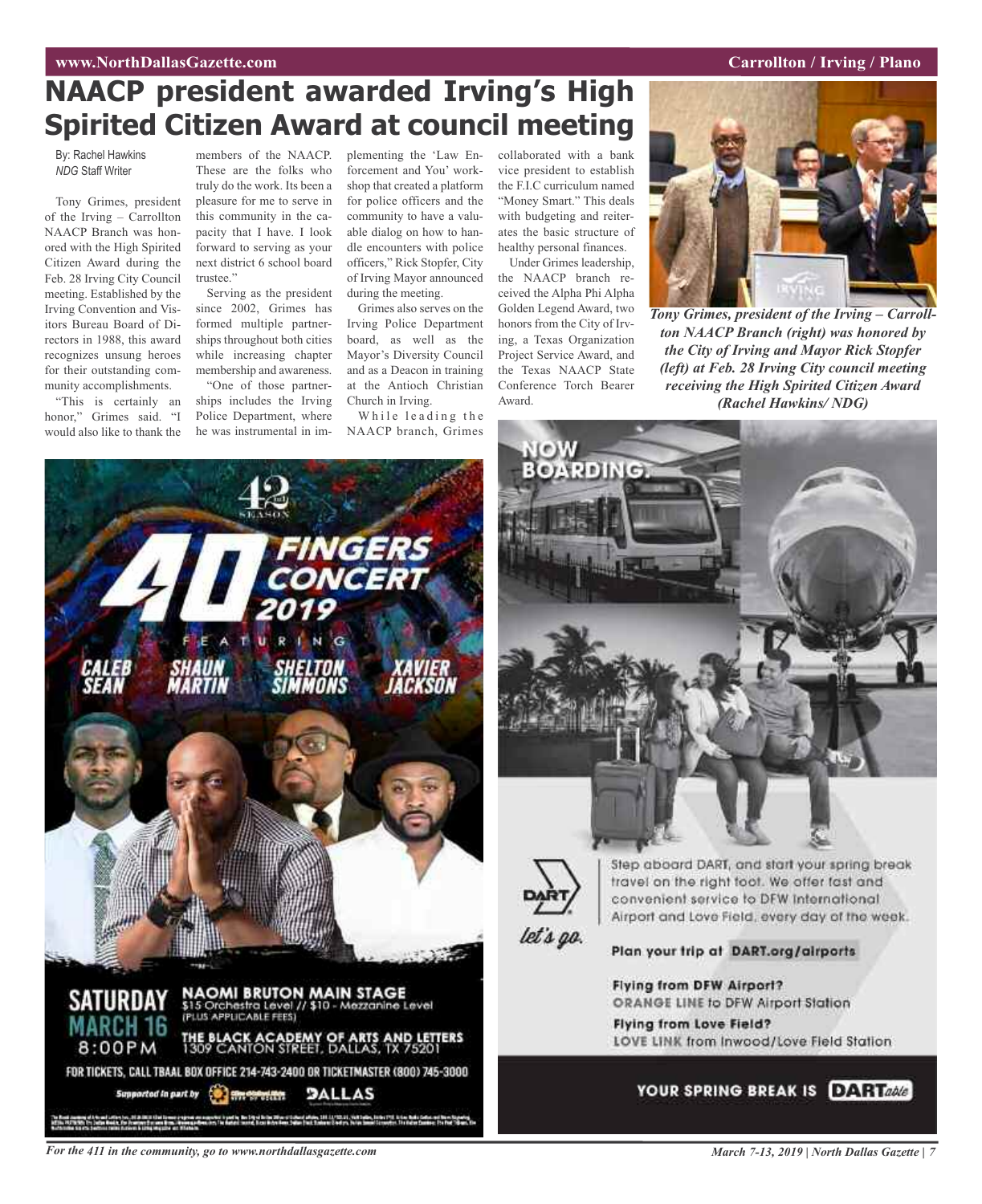# NAACP president awarded Irving's High Spirited Citizen Award at council meeting

By: Rachel Hawkins
*NDG* Staff Writer

Tony Grimes, president of the Irving – Carrollton NAACP Branch was honored with the High Spirited Citizen Award during the Feb. 28 Irving City Council meeting. Established by the Irving Convention and Visitors Bureau Board of Directors in 1988, this award recognizes unsung heroes for their outstanding community accomplishments.

"This is certainly an honor," Grimes said. "I would also like to thank the members of the NAACP. These are the folks who truly do the work. Its been a pleasure for me to serve in this community in the capacity that I have. I look forward to serving as your next district 6 school board trustee."

Serving as the president since 2002, Grimes has formed multiple partnerships throughout both cities while increasing chapter membership and awareness.

"One of those partnerships includes the Irving Police Department, where he was instrumental in implementing the 'Law Enforcement and You' workshop that created a platform for police officers and the community to have a valuable dialog on how to handle encounters with police officers," Rick Stopfer, City of Irving Mayor announced during the meeting.

Grimes also serves on the Irving Police Department board, as well as the Mayor's Diversity Council and as a Deacon in training at the Antioch Christian Church in Irving.

While leading the NAACP branch, Grimes collaborated with a bank vice president to establish the F.I.C curriculum named "Money Smart." This deals with budgeting and reiterates the basic structure of healthy personal finances.

Under Grimes leadership, the NAACP branch received the Alpha Phi Alpha Golden Legend Award, two honors from the City of Irving, a Texas Organization Project Service Award, and the Texas NAACP State Conference Torch Bearer Award.

*Tony Grimes, president of the Irving – Carrollton NAACP Branch (right) was honored by the City of Irving and Mayor Rick Stopfer (left) at Feb. 28 Irving City council meeting receiving the High Spirited Citizen Award (Rachel Hawkins/ NDG)*

42nd Season

**40 FINGERS CONCERT 2019**

FEATURING CALEB SEAN, SHAUN MARTIN, SHELTON SIMMONS, XAVIER JACKSON

**SATURDAY MARCH 16 8:00PM**

**NAOMI BRUTON MAIN STAGE**
$15 Orchestra Level // $10 - Mezzanine Level
(PLUS APPLICABLE FEES)

**THE BLACK ACADEMY OF ARTS AND LETTERS**
1309 CANTON STREET, DALLAS, TX 75201

FOR TICKETS, CALL TBAAL BOX OFFICE 214-743-2400 OR TICKETMASTER (800) 745-3000

Supported in part by City of Dallas Office of Cultural Affairs, DALLAS

**NOW BOARDING.**

DART let's go.

Step aboard DART, and start your spring break travel on the right foot. We offer fast and convenient service to DFW International Airport and Love Field, every day of the week.

**Plan your trip at DART.org/airports**

**Flying from DFW Airport?**
ORANGE LINE to DFW Airport Station

**Flying from Love Field?**
LOVE LINK from Inwood/Love Field Station

**YOUR SPRING BREAK IS DARTable**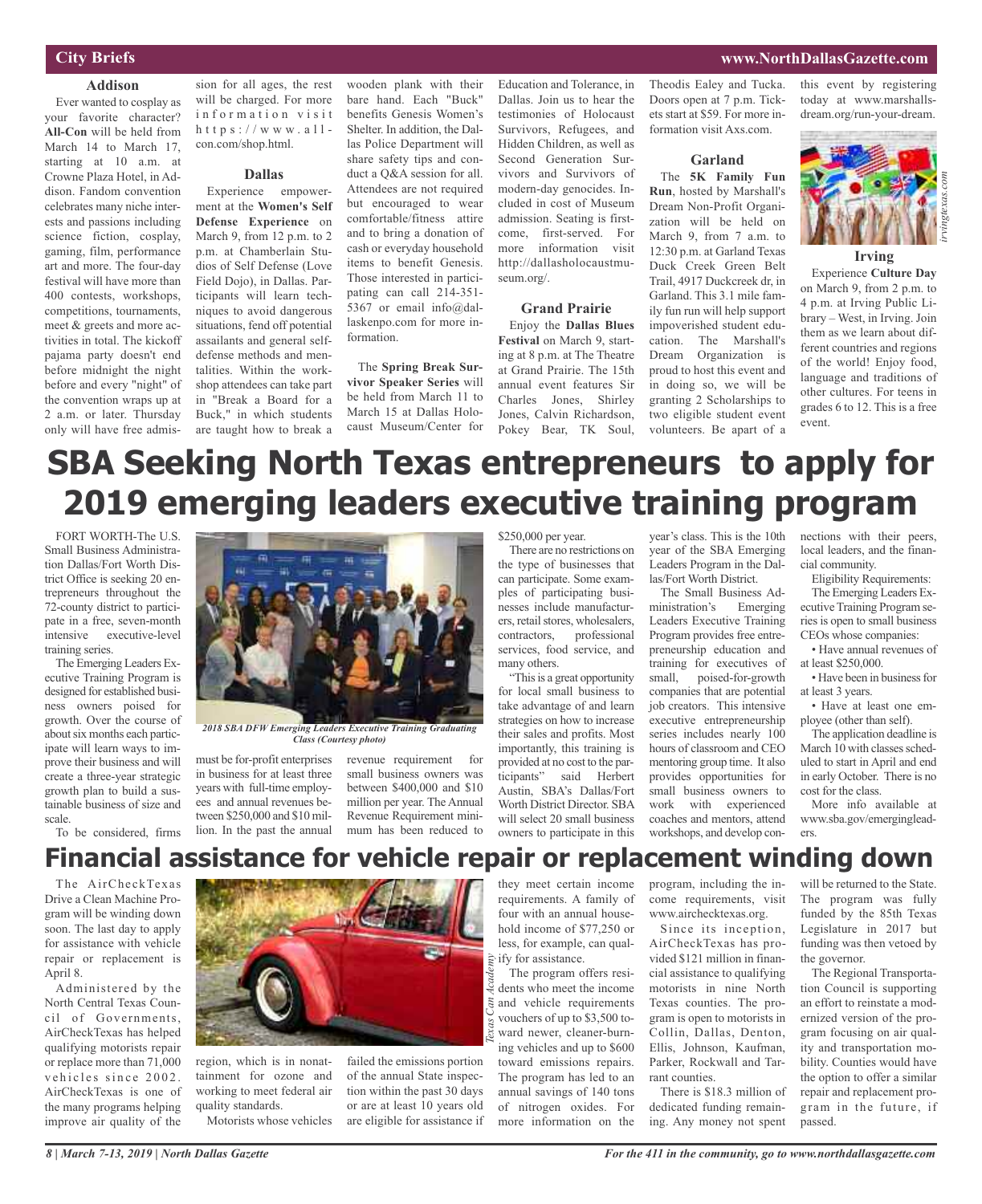## City Briefs

### Addison

Ever wanted to cosplay as your favorite character? **All-Con** will be held from March 14 to March 17, starting at 10 a.m. at Crowne Plaza Hotel, in Addison. Fandom convention celebrates many niche interests and passions including science fiction, cosplay, gaming, film, performance art and more. The four-day festival will have more than 400 contests, workshops, competitions, tournaments, meet & greets and more activities in total. The kickoff pajama party doesn't end before midnight the night before and every "night" of the convention wraps up at 2 a.m. or later. Thursday only will have free admission for all ages, the rest will be charged. For more information visit https://www.all-con.com/shop.html.

### Dallas

Experience empowerment at the **Women's Self Defense Experience** on March 9, from 12 p.m. to 2 p.m. at Chamberlain Studios of Self Defense (Love Field Dojo), in Dallas. Participants will learn techniques to avoid dangerous situations, fend off potential assailants and general self-defense methods and mentalities. Within the workshop attendees can take part in "Break a Board for a Buck," in which students are taught how to break a wooden plank with their bare hand. Each "Buck" benefits Genesis Women's Shelter. In addition, the Dallas Police Department will share safety tips and conduct a Q&A session for all. Attendees are not required but encouraged to wear comfortable/fitness attire and to bring a donation of cash or everyday household items to benefit Genesis. Those interested in participating can call 214-351-5367 or email info@dallaskenpo.com for more information.

The **Spring Break Survivor Speaker Series** will be held from March 11 to March 15 at Dallas Holocaust Museum/Center for Education and Tolerance, in Dallas. Join us to hear the testimonies of Holocaust Survivors, Refugees, and Hidden Children, as well as Second Generation Survivors and Survivors of modern-day genocides. Included in cost of Museum admission. Seating is first-come, first-served. For more information visit http://dallasholocaustmuseum.org/.

### Grand Prairie

Enjoy the **Dallas Blues Festival** on March 9, starting at 8 p.m. at The Theatre at Grand Prairie. The 15th annual event features Sir Charles Jones, Shirley Jones, Calvin Richardson, Pokey Bear, TK Soul, Theodis Ealey and Tucka. Doors open at 7 p.m. Tickets start at $59. For more information visit Axs.com.

### Garland

The **5K Family Fun Run**, hosted by Marshall's Dream Non-Profit Organization will be held on March 9, from 7 a.m. to 12:30 p.m. at Garland Texas Duck Creek Green Belt Trail, 4917 Duckcreek dr, in Garland. This 3.1 mile family fun run will help support impoverished student education. The Marshall's Dream Organization is proud to host this event and in doing so, we will be granting 2 Scholarships to two eligible student event volunteers. Be apart of a this event by registering today at www.marshallsdream.org/run-your-dream.

### Irving

Experience **Culture Day** on March 9, from 2 p.m. to 4 p.m. at Irving Public Library – West, in Irving. Join them as we learn about different countries and regions of the world! Enjoy food, language and traditions of other cultures. For teens in grades 6 to 12. This is a free event.

# SBA Seeking North Texas entrepreneurs to apply for 2019 emerging leaders executive training program

FORT WORTH-The U.S. Small Business Administration Dallas/Fort Worth District Office is seeking 20 entrepreneurs throughout the 72-county district to participate in a free, seven-month intensive executive-level training series.

The Emerging Leaders Executive Training Program is designed for established business owners poised for growth. Over the course of about six months each participate will learn ways to improve their business and will create a three-year strategic growth plan to build a sustainable business of size and scale.

*2018 SBA DFW Emerging Leaders Executive Training Graduating Class (Courtesy photo)*

To be considered, firms must be for-profit enterprises in business for at least three years with full-time employees and annual revenues between $250,000 and $10 million. In the past the annual revenue requirement for small business owners was between $400,000 and $10 million per year. The Annual Revenue Requirement minimum has been reduced to $250,000 per year.

There are no restrictions on the type of businesses that can participate. Some examples of participating businesses include manufacturers, retail stores, wholesalers, contractors, professional services, food service, and many others.

"This is a great opportunity for local small business to take advantage of and learn strategies on how to increase their sales and profits. Most importantly, this training is provided at no cost to the participants" said Herbert Austin, SBA's Dallas/Fort Worth District Director. SBA will select 20 small business owners to participate in this year's class. This is the 10th year of the SBA Emerging Leaders Program in the Dallas/Fort Worth District.

The Small Business Administration's Emerging Leaders Executive Training Program provides free entrepreneurship education and training for executives of small, poised-for-growth companies that are potential job creators. This intensive executive entrepreneurship series includes nearly 100 hours of classroom and CEO mentoring group time. It also provides opportunities for small business owners to work with experienced coaches and mentors, attend workshops, and develop connections with their peers, local leaders, and the financial community.

Eligibility Requirements:

The Emerging Leaders Executive Training Program series is open to small business CEOs whose companies:

- Have annual revenues of at least $250,000.
- Have been in business for at least 3 years.
- Have at least one employee (other than self).

The application deadline is March 10 with classes scheduled to start in April and end in early October. There is no cost for the class.

More info available at www.sba.gov/emergingleaders.

# Financial assistance for vehicle repair or replacement winding down

The AirCheckTexas Drive a Clean Machine Program will be winding down soon. The last day to apply for assistance with vehicle repair or replacement is April 8.

Administered by the North Central Texas Council of Governments, AirCheckTexas has helped qualifying motorists repair or replace more than 71,000 vehicles since 2002. AirCheckTexas is one of the many programs helping improve air quality of the region, which is in nonattainment for ozone and working to meet federal air quality standards.

Motorists whose vehicles failed the emissions portion of the annual State inspection within the past 30 days or are at least 10 years old are eligible for assistance if they meet certain income requirements. A family of four with an annual household income of $77,250 or less, for example, can qualify for assistance.

The program offers residents who meet the income and vehicle requirements vouchers of up to $3,500 toward newer, cleaner-burning vehicles and up to $600 toward emissions repairs. The program has led to an annual savings of 140 tons of nitrogen oxides. For more information on the program, including the income requirements, visit www.airchecktexas.org.

Since its inception, AirCheckTexas has provided $121 million in financial assistance to qualifying motorists in nine North Texas counties. The program is open to motorists in Collin, Dallas, Denton, Ellis, Johnson, Kaufman, Parker, Rockwall and Tarrant counties.

There is $18.3 million of dedicated funding remaining. Any money not spent will be returned to the State. The program was fully funded by the 85th Texas Legislature in 2017 but funding was then vetoed by the governor.

The Regional Transportation Council is supporting an effort to reinstate a modernized version of the program focusing on air quality and transportation mobility. Counties would have the option to offer a similar repair and replacement program in the future, if passed.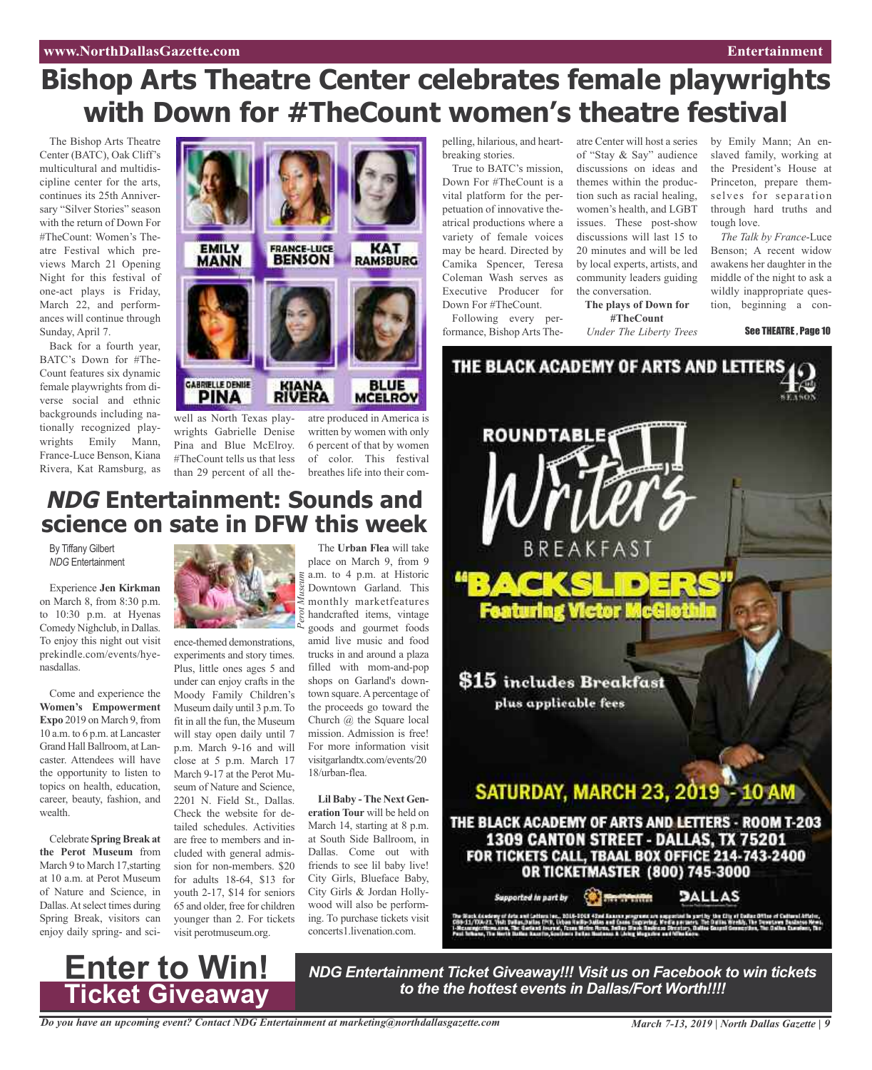# Bishop Arts Theatre Center celebrates female playwrights with Down for #TheCount women's theatre festival

The Bishop Arts Theatre Center (BATC), Oak Cliff's multicultural and multidiscipline center for the arts, continues its 25th Anniversary "Silver Stories" season with the return of Down For #TheCount: Women's Theatre Festival which previews March 21 Opening Night for this festival of one-act plays is Friday, March 22, and performances will continue through Sunday, April 7.

Back for a fourth year, BATC's Down for #TheCount features six dynamic female playwrights from diverse social and ethnic backgrounds including nationally recognized playwrights Emily Mann, France-Luce Benson, Kiana Rivera, Kat Ramsburg, as well as North Texas playwrights Gabrielle Denise Pina and Blue McElroy. #TheCount tells us that less than 29 percent of all theatre produced in America is written by women with only 6 percent of that by women of color. This festival breathes life into their compelling, hilarious, and heartbreaking stories.

EMILY MANN · FRANCE-LUCE BENSON · KAT RAMSBURG · GABRIELLE DENISE PINA · KIANA RIVERA · BLUE MCELROY

True to BATC's mission, Down For #TheCount is a vital platform for the perpetuation of innovative theatrical productions where a variety of female voices may be heard. Directed by Camika Spencer, Teresa Coleman Wash serves as Executive Producer for Down For #TheCount.

Following every performance, Bishop Arts Theatre Center will host a series of "Stay & Say" audience discussions on ideas and themes within the production such as racial healing, women's health, and LGBT issues. These post-show discussions will last 15 to 20 minutes and will be led by local experts, artists, and community leaders guiding the conversation.

**The plays of Down for #TheCount**

*Under The Liberty Trees* by Emily Mann; An enslaved family, working at the President's House at Princeton, prepare themselves for separation through hard truths and tough love.

*The Talk by France*-Luce Benson; A recent widow awakens her daughter in the middle of the night to ask a wildly inappropriate question, beginning a con-

See THEATRE , Page 10

# *NDG* Entertainment: Sounds and science on sate in DFW this week

By Tiffany Gilbert
*NDG* Entertainment

Experience **Jen Kirkman** on March 8, from 8:30 p.m. to 10:30 p.m. at Hyenas Comedy Nighclub, in Dallas. To enjoy this night out visit prekindle.com/events/hyenasdallas.

Come and experience the **Women's Empowerment Expo** 2019 on March 9, from 10 a.m. to 6 p.m. at Lancaster Grand Hall Ballroom, at Lancaster. Attendees will have the opportunity to listen to topics on health, education, career, beauty, fashion, and wealth.

Celebrate **Spring Break at the Perot Museum** from March 9 to March 17,starting at 10 a.m. at Perot Museum of Nature and Science, in Dallas. At select times during Spring Break, visitors can enjoy daily spring- and science-themed demonstrations, experiments and story times. Plus, little ones ages 5 and under can enjoy crafts in the Moody Family Children's Museum daily until 3 p.m. To fit in all the fun, the Museum will stay open daily until 7 p.m. March 9-16 and will close at 5 p.m. March 17 March 9-17 at the Perot Museum of Nature and Science, 2201 N. Field St., Dallas. Check the website for detailed schedules. Activities are free to members and included with general admission for non-members. $20 for adults 18-64, $13 for youth 2-17, $14 for seniors 65 and older, free for children younger than 2. For tickets visit perotmuseum.org.

*Perot Museum*

The **Urban Flea** will take place on March 9, from 9 a.m. to 4 p.m. at Historic Downtown Garland. This monthly marketfeatures handcrafted items, vintage goods and gourmet foods amid live music and food trucks in and around a plaza filled with mom-and-pop shops on Garland's downtown square. A percentage of the proceeds go toward the Church @ the Square local mission. Admission is free! For more information visit visitgarlandtx.com/events/2018/urban-flea.

**Lil Baby - The Next Generation Tour** will be held on March 14, starting at 8 p.m. at South Side Ballroom, in Dallas. Come out with friends to see lil baby live! City Girls, Blueface Baby, City Girls & Jordan Hollywood will also be performing. To purchase tickets visit concerts1.livenation.com.

THE BLACK ACADEMY OF ARTS AND LETTERS 42nd SEASON

ROUNDTABLE Writer's BREAKFAST

"BACKSLIDERS" Featuring Victor McGlothin

$15 includes Breakfast plus applicable fees

SATURDAY, MARCH 23, 2019 - 10 AM

THE BLACK ACADEMY OF ARTS AND LETTERS - ROOM T-203
1309 CANTON STREET - DALLAS, TX 75201
FOR TICKETS CALL, TBAAL BOX OFFICE 214-743-2400
OR TICKETMASTER (800) 745-3000

Supported in part by DALLAS

## Enter to Win! Ticket Giveaway

***NDG Entertainment Ticket Giveaway!!! Visit us on Facebook to win tickets to the the hottest events in Dallas/Fort Worth!!!!***

*Do you have an upcoming event? Contact NDG Entertainment at marketing@northdallasgazette.com*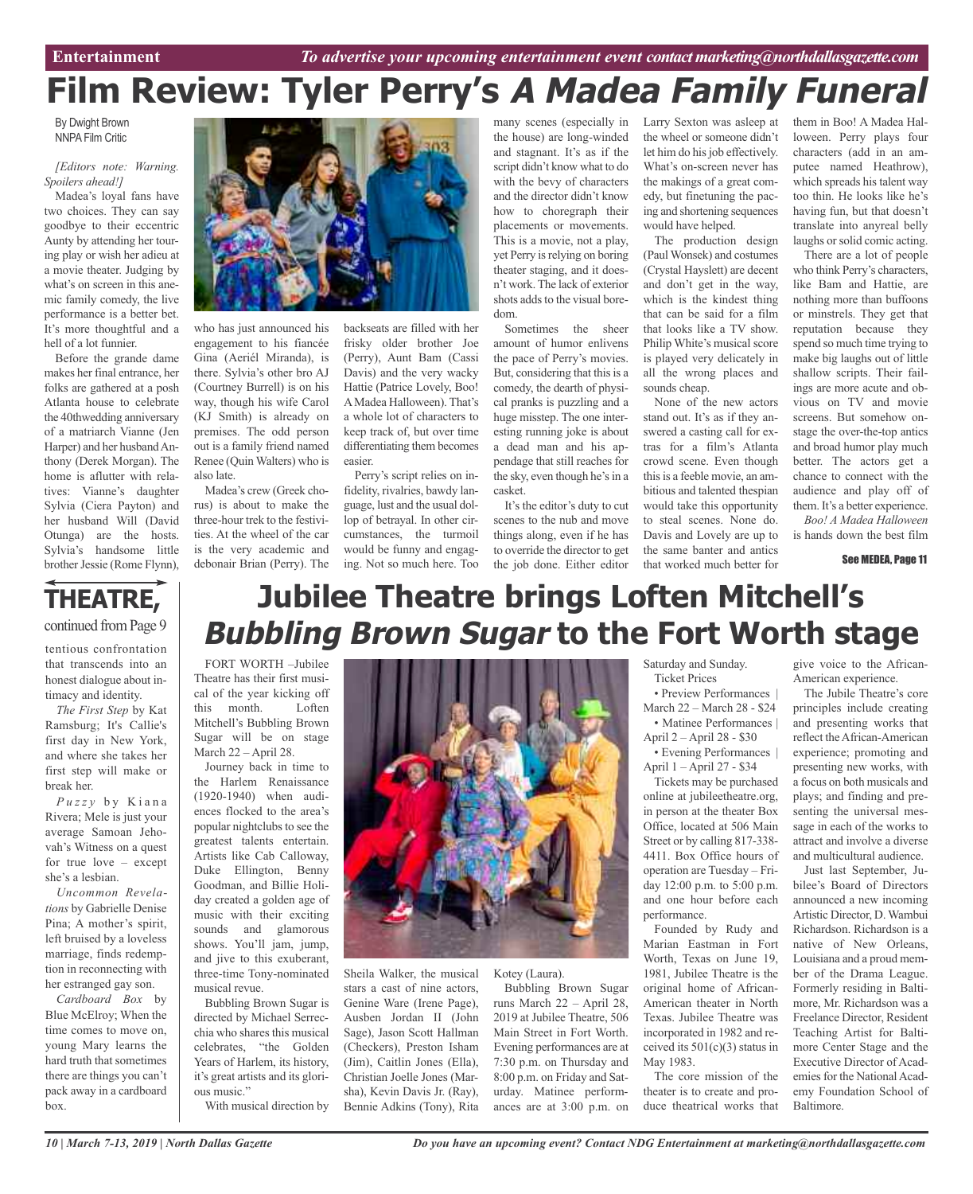Entertainment *To advertise your upcoming entertainment event contact marketing@northdallasgazette.com*

# Film Review: Tyler Perry's *A Madea Family Funeral*

By Dwight Brown
NNPA Film Critic

*[Editors note: Warning. Spoilers ahead!]*

Madea's loyal fans have two choices. They can say goodbye to their eccentric Aunty by attending her touring play or wish her adieu at a movie theater. Judging by what's on screen in this anemic family comedy, the live performance is a better bet. It's more thoughtful and a hell of a lot funnier.

Before the grande dame makes her final entrance, her folks are gathered at a posh Atlanta house to celebrate the 40thwedding anniversary of a matriarch Vianne (Jen Harper) and her husband Anthony (Derek Morgan). The home is aflutter with relatives: Vianne's daughter Sylvia (Ciera Payton) and her husband Will (David Otunga) are the hosts. Sylvia's handsome little brother Jessie (Rome Flynn), who has just announced his engagement to his fiancée Gina (Aeriél Miranda), is there. Sylvia's other bro AJ (Courtney Burrell) is on his way, though his wife Carol (KJ Smith) is already on premises. The odd person out is a family friend named Renee (Quin Walters) who is also late.

Madea's crew (Greek chorus) is about to make the three-hour trek to the festivities. At the wheel of the car is the very academic and debonair Brian (Perry). The backseats are filled with her frisky older brother Joe (Perry), Aunt Bam (Cassi Davis) and the very wacky Hattie (Patrice Lovely, Boo! A Madea Halloween). That's a whole lot of characters to keep track of, but over time differentiating them becomes easier.

Perry's script relies on infidelity, rivalries, bawdy language, lust and the usual dollop of betrayal. In other circumstances, the turmoil would be funny and engaging. Not so much here. Too many scenes (especially in the house) are long-winded and stagnant. It's as if the script didn't know what to do with the bevy of characters and the director didn't know how to choregraph their placements or movements. This is a movie, not a play, yet Perry is relying on boring theater staging, and it doesn't work. The lack of exterior shots adds to the visual boredom.

Sometimes the sheer amount of humor enlivens the pace of Perry's movies. But, considering that this is a comedy, the dearth of physical pranks is puzzling and a huge misstep. The one interesting running joke is about a dead man and his appendage that still reaches for the sky, even though he's in a casket.

It's the editor's duty to cut scenes to the nub and move things along, even if he has to override the director to get the job done. Either editor Larry Sexton was asleep at the wheel or someone didn't let him do his job effectively. What's on-screen never has the makings of a great comedy, but finetuning the pacing and shortening sequences would have helped.

The production design (Paul Wonsek) and costumes (Crystal Hayslett) are decent and don't get in the way, which is the kindest thing that can be said for a film that looks like a TV show. Philip White's musical score is played very delicately in all the wrong places and sounds cheap.

None of the new actors stand out. It's as if they answered a casting call for extras for a film's Atlanta crowd scene. Even though this is a feeble movie, an ambitious and talented thespian would take this opportunity to steal scenes. None do. Davis and Lovely are up to the same banter and antics that worked much better for them in Boo! A Madea Halloween. Perry plays four characters (add in an amputee named Heathrow), which spreads his talent way too thin. He looks like he's having fun, but that doesn't translate into anyreal belly laughs or solid comic acting.

There are a lot of people who think Perry's characters, like Bam and Hattie, are nothing more than buffoons or minstrels. They get that reputation because they spend so much time trying to make big laughs out of little shallow scripts. Their failings are more acute and obvious on TV and movie screens. But somehow onstage the over-the-top antics and broad humor play much better. The actors get a chance to connect with the audience and play off of them. It's a better experience.

*Boo! A Madea Halloween* is hands down the best film

See MEDEA, Page 11

## THEATRE,

continued from Page 9

tentious confrontation that transcends into an honest dialogue about intimacy and identity.

*The First Step* by Kat Ramsburg; It's Callie's first day in New York, and where she takes her first step will make or break her.

*Puzzy* by Kiana Rivera; Mele is just your average Samoan Jehovah's Witness on a quest for true love – except she's a lesbian.

*Uncommon Revelations* by Gabrielle Denise Pina; A mother's spirit, left bruised by a loveless marriage, finds redemption in reconnecting with her estranged gay son.

*Cardboard Box* by Blue McElroy; When the time comes to move on, young Mary learns the hard truth that sometimes there are things you can't pack away in a cardboard box.

# Jubilee Theatre brings Loften Mitchell's *Bubbling Brown Sugar* to the Fort Worth stage

FORT WORTH –Jubilee Theatre has their first musical of the year kicking off this month. Loften Mitchell's Bubbling Brown Sugar will be on stage March 22 – April 28.

Journey back in time to the Harlem Renaissance (1920-1940) when audiences flocked to the area's popular nightclubs to see the greatest talents entertain. Artists like Cab Calloway, Duke Ellington, Benny Goodman, and Billie Holiday created a golden age of music with their exciting sounds and glamorous shows. You'll jam, jump, and jive to this exuberant, three-time Tony-nominated musical revue.

Bubbling Brown Sugar is directed by Michael Serrecchia who shares this musical celebrates, "the Golden Years of Harlem, its history, it's great artists and its glorious music."

With musical direction by Sheila Walker, the musical stars a cast of nine actors, Genine Ware (Irene Page), Ausben Jordan II (John Sage), Jason Scott Hallman (Checkers), Preston Isham (Jim), Caitlin Jones (Ella), Christian Joelle Jones (Marsha), Kevin Davis Jr. (Ray), Bennie Adkins (Tony), Rita Kotey (Laura).

Bubbling Brown Sugar runs March 22 – April 28, 2019 at Jubilee Theatre, 506 Main Street in Fort Worth. Evening performances are at 7:30 p.m. on Thursday and 8:00 p.m. on Friday and Saturday. Matinee performances are at 3:00 p.m. on Saturday and Sunday.

Ticket Prices

- Preview Performances | March 22 – March 28 - $24
- Matinee Performances | April 2 – April 28 - $30
- Evening Performances | April 1 – April 27 - $34

Tickets may be purchased online at jubileetheatre.org, in person at the theater Box Office, located at 506 Main Street or by calling 817-338-4411. Box Office hours of operation are Tuesday – Friday 12:00 p.m. to 5:00 p.m. and one hour before each performance.

Founded by Rudy and Marian Eastman in Fort Worth, Texas on June 19, 1981, Jubilee Theatre is the original home of African-American theater in North Texas. Jubilee Theatre was incorporated in 1982 and received its 501(c)(3) status in May 1983.

The core mission of the theater is to create and produce theatrical works that give voice to the African-American experience.

The Jubile Theatre's core principles include creating and presenting works that reflect the African-American experience; promoting and presenting new works, with a focus on both musicals and plays; and finding and presenting the universal message in each of the works to attract and involve a diverse and multicultural audience.

Just last September, Jubilee's Board of Directors announced a new incoming Artistic Director, D. Wambui Richardson. Richardson is a native of New Orleans, Louisiana and a proud member of the Drama League. Formerly residing in Baltimore, Mr. Richardson was a Freelance Director, Resident Teaching Artist for Baltimore Center Stage and the Executive Director of Academies for the National Academy Foundation School of Baltimore.

*Do you have an upcoming event? Contact NDG Entertainment at marketing@northdallasgazette.com*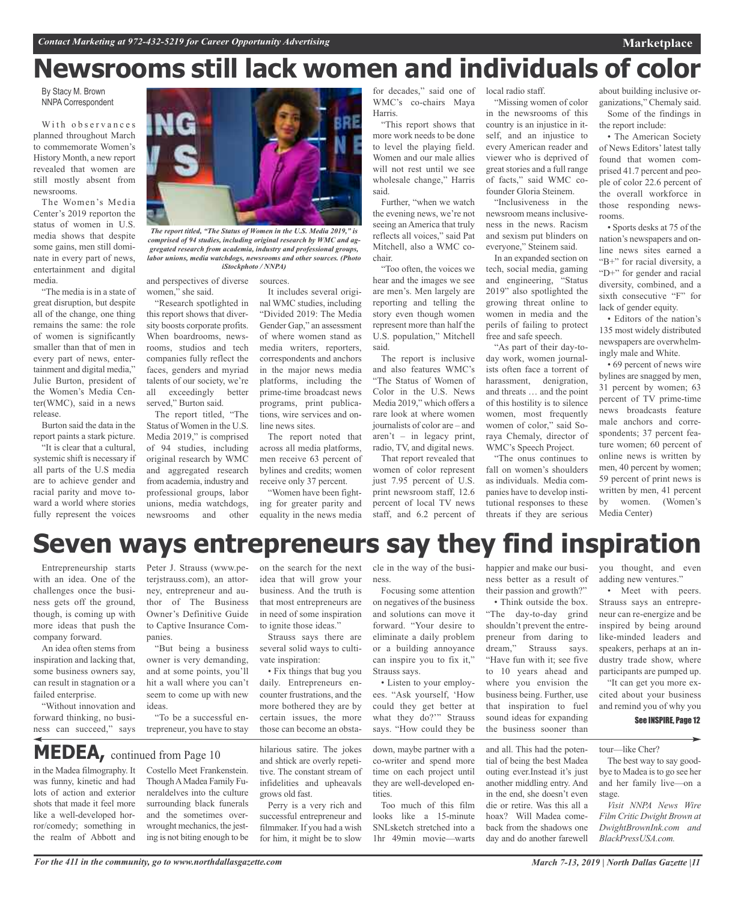# Newsrooms still lack women and individuals of color

By Stacy M. Brown
NNPA Correspondent

With observances planned throughout March to commemorate Women's History Month, a new report revealed that women are still mostly absent from newsrooms.

The Women's Media Center's 2019 reporton the status of women in U.S. media shows that despite some gains, men still dominate in every part of news, entertainment and digital media.

"The media is in a state of great disruption, but despite all of the change, one thing remains the same: the role of women is significantly smaller than that of men in every part of news, entertainment and digital media," Julie Burton, president of the Women's Media Center(WMC), said in a news release.

Burton said the data in the report paints a stark picture.

"It is clear that a cultural, systemic shift is necessary if all parts of the U.S media are to achieve gender and racial parity and move toward a world where stories fully represent the voices and perspectives of diverse women," she said.

*The report titled, "The Status of Women in the U.S. Media 2019," is comprised of 94 studies, including original research by WMC and aggregated research from academia, industry and professional groups, labor unions, media watchdogs, newsrooms and other sources. (Photo iStockphoto / NNPA)*

"Research spotlighted in this report shows that diversity boosts corporate profits. When boardrooms, newsrooms, studios and tech companies fully reflect the faces, genders and myriad talents of our society, we're all exceedingly better served," Burton said.

The report titled, "The Status of Women in the U.S. Media 2019," is comprised of 94 studies, including original research by WMC and aggregated research from academia, industry and professional groups, labor unions, media watchdogs, newsrooms and other sources.

It includes several original WMC studies, including "Divided 2019: The Media Gender Gap," an assessment of where women stand as media writers, reporters, correspondents and anchors in the major news media platforms, including the prime-time broadcast news programs, print publications, wire services and online news sites.

The report noted that across all media platforms, men receive 63 percent of bylines and credits; women receive only 37 percent.

"Women have been fighting for greater parity and equality in the news media for decades," said one of WMC's co-chairs Maya Harris.

"This report shows that more work needs to be done to level the playing field. Women and our male allies will not rest until we see wholesale change," Harris said.

Further, "when we watch the evening news, we're not seeing an America that truly reflects all voices," said Pat Mitchell, also a WMC co-chair.

"Too often, the voices we hear and the images we see are men's. Men largely are reporting and telling the story even though women represent more than half the U.S. population," Mitchell said.

The report is inclusive and also features WMC's "The Status of Women of Color in the U.S. News Media 2019," which offers a rare look at where women journalists of color are – and aren't – in legacy print, radio, TV, and digital news.

That report revealed that women of color represent just 7.95 percent of U.S. print newsroom staff, 12.6 percent of local TV news staff, and 6.2 percent of local radio staff.

"Missing women of color in the newsrooms of this country is an injustice in itself, and an injustice to every American reader and viewer who is deprived of great stories and a full range of facts," said WMC co-founder Gloria Steinem.

"Inclusiveness in the newsroom means inclusiveness in the news. Racism and sexism put blinders on everyone," Steinem said.

In an expanded section on tech, social media, gaming and engineering, "Status 2019" also spotlighted the growing threat online to women in media and the perils of failing to protect free and safe speech.

"As part of their day-to-day work, women journalists often face a torrent of harassment, denigration, and threats … and the point of this hostility is to silence women, most frequently women of color," said Soraya Chemaly, director of WMC's Speech Project.

"The onus continues to fall on women's shoulders as individuals. Media companies have to develop institutional responses to these threats if they are serious about building inclusive organizations," Chemaly said.

Some of the findings in the report include:

• The American Society of News Editors' latest tally found that women comprised 41.7 percent and people of color 22.6 percent of the overall workforce in those responding newsrooms.

• Sports desks at 75 of the nation's newspapers and online news sites earned a "B+" for racial diversity, a "D+" for gender and racial diversity, combined, and a sixth consecutive "F" for lack of gender equity.

• Editors of the nation's 135 most widely distributed newspapers are overwhelmingly male and White.

• 69 percent of news wire bylines are snagged by men, 31 percent by women; 63 percent of TV prime-time news broadcasts feature male anchors and correspondents; 37 percent feature women; 60 percent of online news is written by men, 40 percent by women; 59 percent of print news is written by men, 41 percent by women. (Women's Media Center)

# Seven ways entrepreneurs say they find inspiration

Entrepreneurship starts with an idea. One of the challenges once the business gets off the ground, though, is coming up with more ideas that push the company forward.

An idea often stems from inspiration and lacking that, some business owners say, can result in stagnation or a failed enterprise.

"Without innovation and forward thinking, no business can succeed," says Peter J. Strauss (www.peterjstrauss.com), an attorney, entrepreneur and author of The Business Owner's Definitive Guide to Captive Insurance Companies.

"But being a business owner is very demanding, and at some points, you'll hit a wall where you can't seem to come up with new ideas.

"To be a successful entrepreneur, you have to stay on the search for the next idea that will grow your business. And the truth is that most entrepreneurs are in need of some inspiration to ignite those ideas."

Strauss says there are several solid ways to cultivate inspiration:

• Fix things that bug you daily. Entrepreneurs encounter frustrations, and the more bothered they are by certain issues, the more those can become an obstacle in the way of the business.

Focusing some attention on negatives of the business and solutions can move it forward. "Your desire to eliminate a daily problem or a building annoyance can inspire you to fix it," Strauss says.

• Listen to your employees. "Ask yourself, 'How could they get better at what they do?'" Strauss says. "How could they be happier and make our business better as a result of their passion and growth?"

• Think outside the box. "The day-to-day grind shouldn't prevent the entrepreneur from daring to dream," Strauss says. "Have fun with it; see five to 10 years ahead and where you envision the business being. Further, use that inspiration to fuel sound ideas for expanding the business sooner than you thought, and even adding new ventures."

• Meet with peers. Strauss says an entrepreneur can re-energize and be inspired by being around like-minded leaders and speakers, perhaps at an industry trade show, where participants are pumped up.

"It can get you more excited about your business and remind you of why you

See INSPIRE, Page 12

## MEDEA, continued from Page 10

in the Madea filmography. It was funny, kinetic and had lots of action and exterior shots that made it feel more like a well-developed horror/comedy; something in the realm of Abbott and Costello Meet Frankenstein. Though A Madea Family Funeraldelves into the culture surrounding black funerals and the sometimes overwrought mechanics, the jesting is not biting enough to be hilarious satire. The jokes and shtick are overly repetitive. The constant stream of infidelities and upheavals grows old fast.

Perry is a very rich and successful entrepreneur and filmmaker. If you had a wish for him, it might be to slow down, maybe partner with a co-writer and spend more time on each project until they are well-developed entities.

Too much of this film looks like a 15-minute SNLsketch stretched into a 1hr 49min movie—warts and all. This had the potential of being the best Madea outing ever.Instead it's just another middling entry. And in the end, she doesn't even die or retire. Was this all a hoax? Will Madea comeback from the shadows one day and do another farewell tour—like Cher?

The best way to say goodbye to Madea is to go see her and her family live—on a stage.

*Visit NNPA News Wire Film Critic Dwight Brown at DwightBrownInk.com and BlackPressUSA.com.*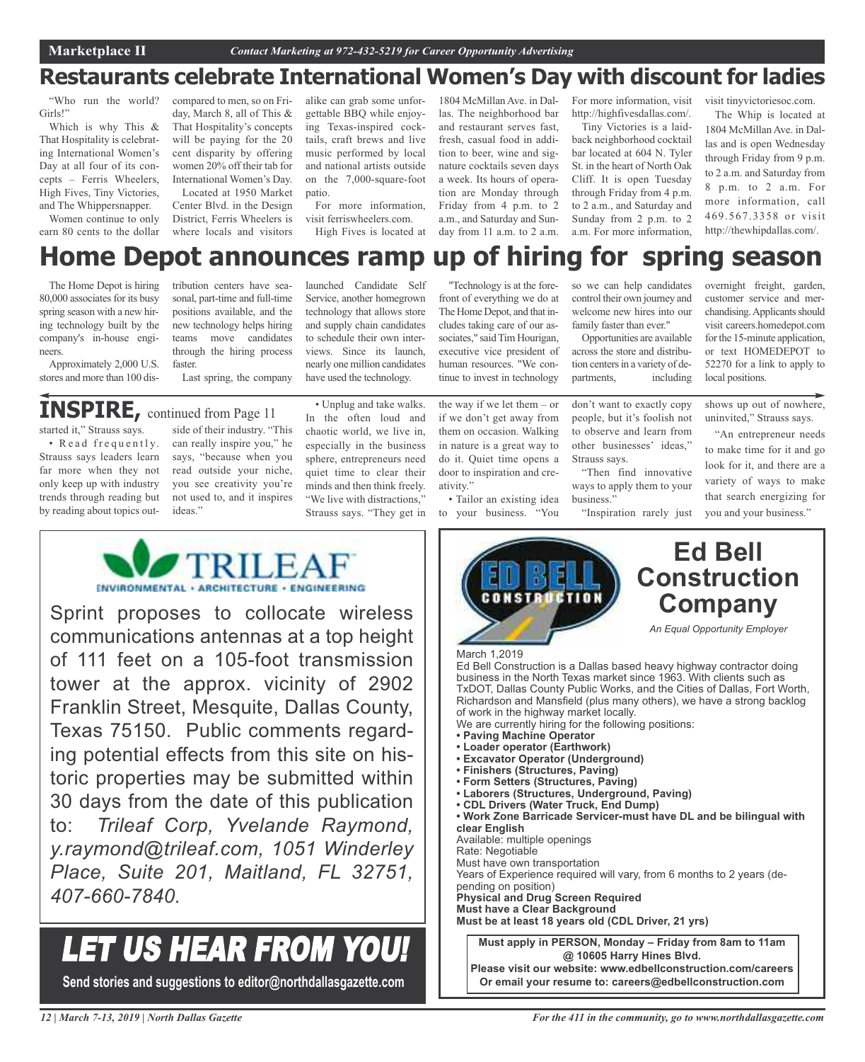# Restaurants celebrate International Women's Day with discount for ladies

"Who run the world? Girls!"

Which is why This & That Hospitality is celebrating International Women's Day at all four of its concepts – Ferris Wheelers, High Fives, Tiny Victories, and The Whippersnapper.

Women continue to only earn 80 cents to the dollar compared to men, so on Friday, March 8, all of This & That Hospitality's concepts will be paying for the 20 cent disparity by offering women 20% off their tab for International Women's Day.

Located at 1950 Market Center Blvd. in the Design District, Ferris Wheelers is where locals and visitors alike can grab some unforgettable BBQ while enjoying Texas-inspired cocktails, craft brews and live music performed by local and national artists outside on the 7,000-square-foot patio.

For more information, visit ferriswheelers.com.

High Fives is located at 1804 McMillan Ave. in Dallas. The neighborhood bar and restaurant serves fast, fresh, casual food in addition to beer, wine and signature cocktails seven days a week. Its hours of operation are Monday through Friday from 4 p.m. to 2 a.m., and Saturday and Sunday from 11 a.m. to 2 a.m. For more information, visit http://highfivesdallas.com/.

Tiny Victories is a laid-back neighborhood cocktail bar located at 604 N. Tyler St. in the heart of North Oak Cliff. It is open Tuesday through Friday from 4 p.m. to 2 a.m., and Saturday and Sunday from 2 p.m. to 2 a.m. For more information, visit tinyvictoriesoc.com.

The Whip is located at 1804 McMillan Ave. in Dallas and is open Wednesday through Friday from 9 p.m. to 2 a.m. and Saturday from 8 p.m. to 2 a.m. For more information, call 469.567.3358 or visit http://thewhipdallas.com/.

# Home Depot announces ramp up of hiring for spring season

The Home Depot is hiring 80,000 associates for its busy spring season with a new hiring technology built by the company's in-house engineers.

Approximately 2,000 U.S. stores and more than 100 distribution centers have seasonal, part-time and full-time positions available, and the new technology helps hiring teams move candidates through the hiring process faster.

Last spring, the company launched Candidate Self Service, another homegrown technology that allows store and supply chain candidates to schedule their own interviews. Since its launch, nearly one million candidates have used the technology.

"Technology is at the forefront of everything we do at The Home Depot, and that includes taking care of our associates," said Tim Hourigan, executive vice president of human resources. "We continue to invest in technology so we can help candidates control their own journey and welcome new hires into our family faster than ever."

Opportunities are available across the store and distribution centers in a variety of departments, including overnight freight, garden, customer service and merchandising. Applicants should visit careers.homedepot.com for the 15-minute application, or text HOMEDEPOT to 52270 for a link to apply to local positions.

# INSPIRE, continued from Page 11

started it," Strauss says.

• Read frequently. Strauss says leaders learn far more when they not only keep up with industry trends through reading but by reading about topics outside of their industry. "This can really inspire you," he says, "because when you read outside your niche, you see creativity you're not used to, and it inspires ideas."

• Unplug and take walks. In the often loud and chaotic world, we live in, especially in the business sphere, entrepreneurs need quiet time to clear their minds and then think freely. "We live with distractions," Strauss says. "They get in the way if we let them – or if we don't get away from them on occasion. Walking in nature is a great way to do it. Quiet time opens a door to inspiration and creativity."

• Tailor an existing idea to your business. "You don't want to exactly copy people, but it's foolish not to observe and learn from other businesses' ideas," Strauss says.

"Then find innovative ways to apply them to your business."

"Inspiration rarely just shows up out of nowhere, uninvited," Strauss says.

"An entrepreneur needs to make time for it and go look for it, and there are a variety of ways to make that search energizing for you and your business."

---

**TRILEAF**
ENVIRONMENTAL • ARCHITECTURE • ENGINEERING

Sprint proposes to collocate wireless communications antennas at a top height of 111 feet on a 105-foot transmission tower at the approx. vicinity of 2902 Franklin Street, Mesquite, Dallas County, Texas 75150. Public comments regarding potential effects from this site on historic properties may be submitted within 30 days from the date of this publication to: *Trileaf Corp, Yvelande Raymond, y.raymond@trileaf.com, 1051 Winderley Place, Suite 201, Maitland, FL 32751, 407-660-7840.*

---

## LET US HEAR FROM YOU!

**Send stories and suggestions to editor@northdallasgazette.com**

---

## Ed Bell Construction Company

*An Equal Opportunity Employer*

March 1,2019

Ed Bell Construction is a Dallas based heavy highway contractor doing business in the North Texas market since 1963. With clients such as TxDOT, Dallas County Public Works, and the Cities of Dallas, Fort Worth, Richardson and Mansfield (plus many others), we have a strong backlog of work in the highway market locally.

We are currently hiring for the following positions:

- **Paving Machine Operator**
- **Loader operator (Earthwork)**
- **Excavator Operator (Underground)**
- **Finishers (Structures, Paving)**
- **Form Setters (Structures, Paving)**
- **Laborers (Structures, Underground, Paving)**
- **CDL Drivers (Water Truck, End Dump)**
- **Work Zone Barricade Servicer-must have DL and be bilingual with clear English**

Available: multiple openings
Rate: Negotiable
Must have own transportation
Years of Experience required will vary, from 6 months to 2 years (depending on position)
**Physical and Drug Screen Required**
**Must have a Clear Background**
**Must be at least 18 years old (CDL Driver, 21 yrs)**

**Must apply in PERSON, Monday – Friday from 8am to 11am @ 10605 Harry Hines Blvd.**
**Please visit our website: www.edbellconstruction.com/careers**
**Or email your resume to: careers@edbellconstruction.com**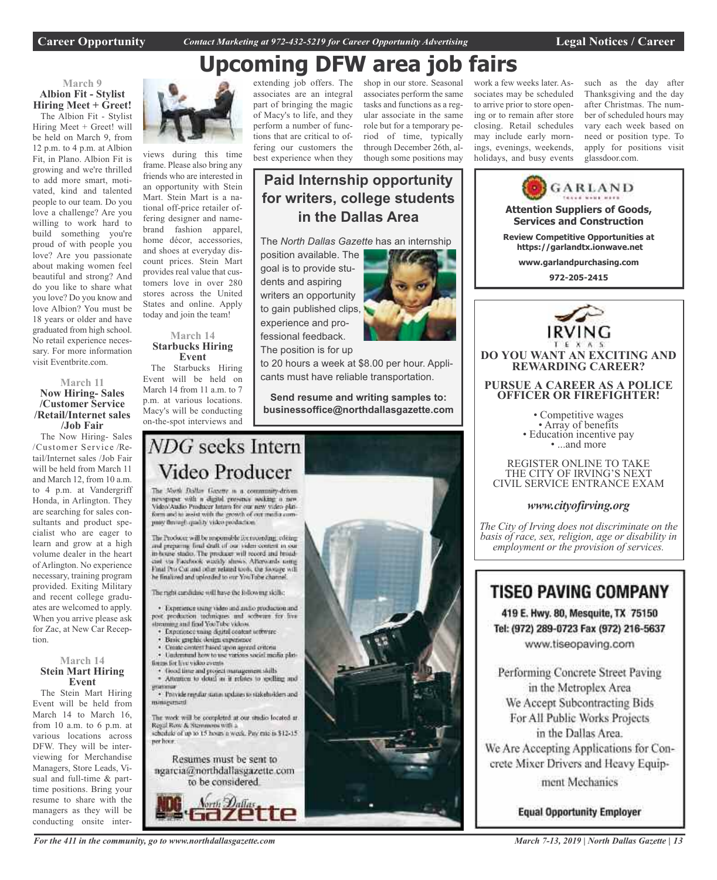# Upcoming DFW area job fairs

### March 9
**Albion Fit - Stylist Hiring Meet + Greet!**

The Albion Fit - Stylist Hiring Meet + Greet! will be held on March 9, from 12 p.m. to 4 p.m. at Albion Fit, in Plano. Albion Fit is growing and we're thrilled to add more smart, motivated, kind and talented people to our team. Do you love a challenge? Are you willing to work hard to build something you're proud of with people you love? Are you passionate about making women feel beautiful and strong? And do you like to share what you love? Do you know and love Albion? You must be 18 years or older and have graduated from high school. No retail experience necessary. For more information visit Eventbrite.com.

### March 11
**Now Hiring- Sales /Customer Service /Retail/Internet sales /Job Fair**

The Now Hiring- Sales /Customer Service /Retail/Internet sales /Job Fair will be held from March 11 and March 12, from 10 a.m. to 4 p.m. at Vandergriff Honda, in Arlington. They are searching for sales consultants and product specialist who are eager to learn and grow at a high volume dealer in the heart of Arlington. No experience necessary, training program provided. Exiting Military and recent college graduates are welcomed to apply. When you arrive please ask for Zac, at New Car Reception.

### March 14
**Stein Mart Hiring Event**

The Stein Mart Hiring Event will be held from March 14 to March 16, from 10 a.m. to 6 p.m. at various locations across DFW. They will be interviewing for Merchandise Managers, Store Leads, Visual and full-time & part-time positions. Bring your resume to share with the managers as they will be conducting onsite interviews during this time frame. Please also bring any friends who are interested in an opportunity with Stein Mart. Stein Mart is a national off-price retailer offering designer and name-brand fashion apparel, home décor, accessories, and shoes at everyday discount prices. Stein Mart provides real value that customers love in over 280 stores across the United States and online. Apply today and join the team!

### March 14
**Starbucks Hiring Event**

The Starbucks Hiring Event will be held on March 14 from 11 a.m. to 7 p.m. at various locations. Macy's will be conducting on-the-spot interviews and extending job offers. The associates are an integral part of bringing the magic of Macy's to life, and they perform a number of functions that are critical to offering our customers the best experience when they shop in our store. Seasonal associates perform the same tasks and functions as a regular associate in the same role but for a temporary period of time, typically through December 26th, although some positions may work a few weeks later. Associates may be scheduled to arrive prior to store opening or to remain after store closing. Retail schedules may include early mornings, evenings, weekends, holidays, and busy events such as the day after Thanksgiving and the day after Christmas. The number of scheduled hours may vary each week based on need or position type. To apply for positions visit glassdoor.com.

## Paid Internship opportunity for writers, college students in the Dallas Area

The *North Dallas Gazette* has an internship position available. The goal is to provide students and aspiring writers an opportunity to gain published clips, experience and professional feedback. The position is for up to 20 hours a week at $8.00 per hour. Applicants must have reliable transportation.

**Send resume and writing samples to: businessoffice@northdallasgazette.com**

## *NDG* seeks Intern Video Producer

The North Dallas Gazette is a community-driven newspaper with a digital presence seeking a new Video/Audio Producer Intern for our new video platform and to assist with the growth of our media company through quality video production.

The Producer will be responsible for recording, editing and preparing final draft of our video content in our in-house studio. The producer will record and broadcast via Facebook weekly shows. Afterwards using Final Pro Cut and other related tools, the footage will be finalized and uploaded to our YouTube channel.

The right candidate will have the following skills:

- Experience using video and audio production and post production techniques and software for live streaming and final YouTube videos
- Experience using digital content software
- Basic graphic design experience
- Create content based upon agreed criteria
- Understand how to use various social media platforms for live video events
- Good time and project management skills
- Attention to detail as it relates to spelling and grammar
- Provide regular status updates to stakeholders and management

The work will be completed at our studio located at Regal Row & Stemmons with a schedule of up to 15 hours a week. Pay rate is $12-15 per hour.

Resumes must be sent to ngarcia@northdallasgazette.com to be considered.

North Dallas Gazette

**GARLAND**

**Attention Suppliers of Goods, Services and Construction**

**Review Competitive Opportunities at https://garlandtx.ionwave.net**

**www.garlandpurchasing.com**

**972-205-2415**

**IRVING** TEXAS

**DO YOU WANT AN EXCITING AND REWARDING CAREER?**

**PURSUE A CAREER AS A POLICE OFFICER OR FIREFIGHTER!**

- Competitive wages
- Array of benefits
- Education incentive pay
- ...and more

REGISTER ONLINE TO TAKE THE CITY OF IRVING'S NEXT CIVIL SERVICE ENTRANCE EXAM

***www.cityofirving.org***

*The City of Irving does not discriminate on the basis of race, sex, religion, age or disability in employment or the provision of services.*

## TISEO PAVING COMPANY

**419 E. Hwy. 80, Mesquite, TX 75150**
**Tel: (972) 289-0723 Fax (972) 216-5637**
www.tiseopaving.com

Performing Concrete Street Paving in the Metroplex Area
We Accept Subcontracting Bids For All Public Works Projects in the Dallas Area.
We Are Accepting Applications for Concrete Mixer Drivers and Heavy Equipment Mechanics

**Equal Opportunity Employer**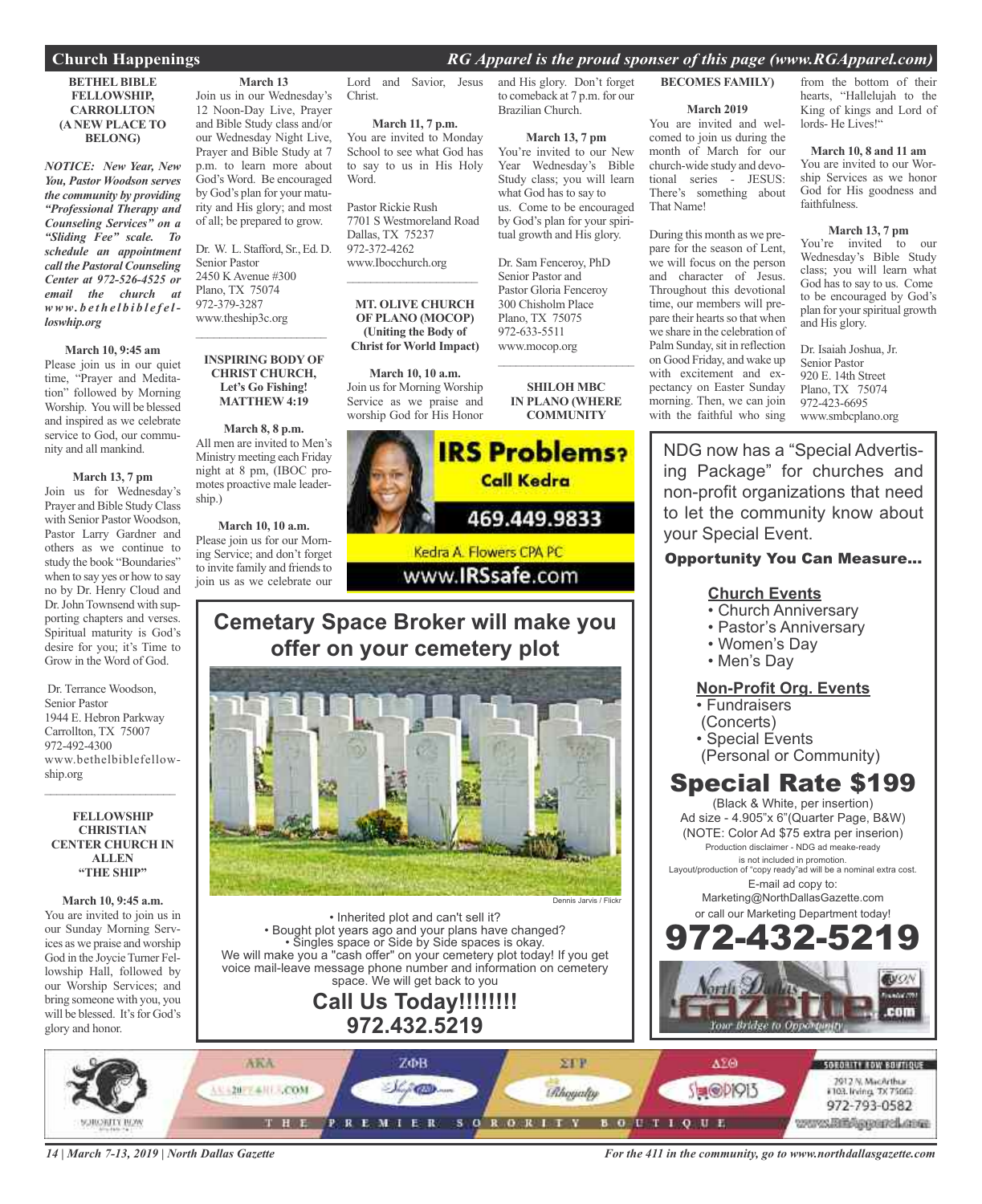## Church Happenings

*RG Apparel is the proud sponser of this page (www.RGApparel.com)*

**BETHEL BIBLE FELLOWSHIP, CARROLLTON (A NEW PLACE TO BELONG)**

***NOTICE: New Year, New You, Pastor Woodson serves the community by providing "Professional Therapy and Counseling Services" on a "Sliding Fee" scale. To schedule an appointment call the Pastoral Counseling Center at 972-526-4525 or email the church at www.bethelbiblefelloswhip.org***

**March 10, 9:45 am**
Please join us in our quiet time, "Prayer and Meditation" followed by Morning Worship. You will be blessed and inspired as we celebrate service to God, our community and all mankind.

**March 13, 7 pm**
Join us for Wednesday's Prayer and Bible Study Class with Senior Pastor Woodson, Pastor Larry Gardner and others as we continue to study the book "Boundaries" when to say yes or how to say no by Dr. Henry Cloud and Dr. John Townsend with supporting chapters and verses. Spiritual maturity is God's desire for you; it's Time to Grow in the Word of God.

Dr. Terrance Woodson,
Senior Pastor
1944 E. Hebron Parkway
Carrollton, TX 75007
972-492-4300
www.bethelbiblefellowship.org

---

**FELLOWSHIP CHRISTIAN CENTER CHURCH IN ALLEN "THE SHIP"**

**March 10, 9:45 a.m.**
You are invited to join us in our Sunday Morning Services as we praise and worship God in the Joycie Turner Fellowship Hall, followed by our Worship Services; and bring someone with you, you will be blessed. It's for God's glory and honor.

**March 13**
Join us in our Wednesday's 12 Noon-Day Live, Prayer and Bible Study class and/or our Wednesday Night Live, Prayer and Bible Study at 7 p.m. to learn more about God's Word. Be encouraged by God's plan for your maturity and His glory; and most of all; be prepared to grow.

Dr. W. L. Stafford, Sr., Ed. D.
Senior Pastor
2450 K Avenue #300
Plano, TX 75074
972-379-3287
www.theship3c.org

---

**INSPIRING BODY OF CHRIST CHURCH, Let's Go Fishing! MATTHEW 4:19**

**March 8, 8 p.m.**
All men are invited to Men's Ministry meeting each Friday night at 8 pm, (IBOC promotes proactive male leadership.)

**March 10, 10 a.m.**
Please join us for our Morning Service; and don't forget to invite family and friends to join us as we celebrate our Lord and Savior, Jesus Christ.

**March 11, 7 p.m.**
You are invited to Monday School to see what God has to say to us in His Holy Word.

Pastor Rickie Rush
7701 S Westmoreland Road
Dallas, TX 75237
972-372-4262
www.Ibocchurch.org

---

**MT. OLIVE CHURCH OF PLANO (MOCOP) (Uniting the Body of Christ for World Impact)**

**March 10, 10 a.m.**
Join us for Morning Worship Service as we praise and worship God for His Honor and His glory. Don't forget to comeback at 7 p.m. for our Brazilian Church.

**March 13, 7 pm**
You're invited to our New Year Wednesday's Bible Study class; you will learn what God has to say to us. Come to be encouraged by God's plan for your spiritual growth and His glory.

Dr. Sam Fenceroy, PhD
Senior Pastor and
Pastor Gloria Fenceroy
300 Chisholm Place
Plano, TX 75075
972-633-5511
www.mocop.org

---

**SHILOH MBC IN PLANO (WHERE COMMUNITY BECOMES FAMILY)**

**March 2019**
You are invited and welcomed to join us during the month of March for our church-wide study and devotional series - JESUS: There's something about That Name!

During this month as we prepare for the season of Lent, we will focus on the person and character of Jesus. Throughout this devotional time, our members will prepare their hearts so that when we share in the celebration of Palm Sunday, sit in reflection on Good Friday, and wake up with excitement and expectancy on Easter Sunday morning. Then, we can join with the faithful who sing from the bottom of their hearts, "Hallelujah to the King of kings and Lord of lords- He Lives!"

**March 10, 8 and 11 am**
You are invited to our Worship Services as we honor God for His goodness and faithfulness.

**March 13, 7 pm**
You're invited to our Wednesday's Bible Study class; you will learn what God has to say to us. Come to be encouraged by God's plan for your spiritual growth and His glory.

Dr. Isaiah Joshua, Jr.
Senior Pastor
920 E. 14th Street
Plano, TX 75074
972-423-6695
www.smbcplano.org

---

**IRS Problems? Call Kedra**
469.449.9833
Kedra A. Flowers CPA PC
www.IRSsafe.com

---

## Cemetary Space Broker will make you offer on your cemetery plot

Dennis Jarvis / Flickr

- Inherited plot and can't sell it?
- Bought plot years ago and your plans have changed?
- Singles space or Side by Side spaces is okay.

We will make you a "cash offer" on your cemetery plot today! If you get voice mail-leave message phone number and information on cemetery space. We will get back to you

**Call Us Today!!!!!!!!**
**972.432.5219**

---

NDG now has a "Special Advertising Package" for churches and non-profit organizations that need to let the community know about your Special Event.

**Opportunity You Can Measure...**

**Church Events**
- Church Anniversary
- Pastor's Anniversary
- Women's Day
- Men's Day

**Non-Profit Org. Events**
- Fundraisers (Concerts)
- Special Events (Personal or Community)

**Special Rate $199**
(Black & White, per insertion)
Ad size - 4.905"x 6"(Quarter Page, B&W)
(NOTE: Color Ad $75 extra per inserion)
Production disclaimer - NDG ad meake-ready is not included in promotion.
Layout/production of "copy ready"ad will be a nominal extra cost.
E-mail ad copy to:
Marketing@NorthDallasGazette.com
or call our Marketing Department today!
**972-432-5219**

North Dallas Gazette .com — Your Bridge to Opportunity

---

AKA | ΖΦΒ | ΣΓΡ | ΔΣΘ
THE PREMIER SORORITY BOUTIQUE
SORORITY ROW BOUTIQUE
2912 N. MacArthur #103, Irving, TX 75062
972-793-0582
www.RGApparel.com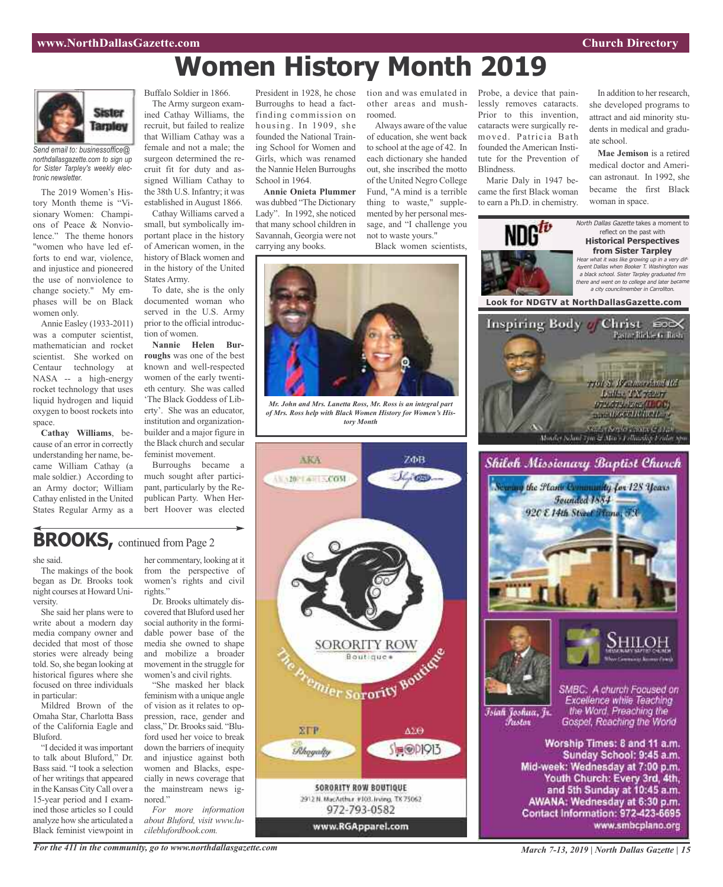# Women History Month 2019

*Send email to: businessoffice@northdallasgazette.com to sign up for Sister Tarpley's weekly electronic newsletter.*

The 2019 Women's History Month theme is "Visionary Women: Champions of Peace & Nonviolence." The theme honors "women who have led efforts to end war, violence, and injustice and pioneered the use of nonviolence to change society." My emphases will be on Black women only.

Annie Easley (1933-2011) was a computer scientist, mathematician and rocket scientist. She worked on Centaur technology at NASA -- a high-energy rocket technology that uses liquid hydrogen and liquid oxygen to boost rockets into space.

**Cathay Williams**, because of an error in correctly understanding her name, became William Cathay (a male soldier.) According to an Army doctor; William Cathay enlisted in the United States Regular Army as a Buffalo Soldier in 1866.

The Army surgeon examined Cathay Williams, the recruit, but failed to realize that William Cathay was a female and not a male; the surgeon determined the recruit fit for duty and assigned William Cathay to the 38th U.S. Infantry; it was established in August 1866.

Cathay Williams carved a small, but symbolically important place in the history of American women, in the history of Black women and in the history of the United States Army.

To date, she is the only documented woman who served in the U.S. Army prior to the official introduction of women.

**Nannie Helen Burroughs** was one of the best known and well-respected women of the early twentieth century. She was called 'The Black Goddess of Liberty'. She was an educator, institution and organization-builder and a major figure in the Black church and secular feminist movement.

Burroughs became a much sought after participant, particularly by the Republican Party. When Herbert Hoover was elected President in 1928, he chose Burroughs to head a fact-finding commission on housing. In 1909, she founded the National Training School for Women and Girls, which was renamed the Nannie Helen Burroughs School in 1964.

**Annie Onieta Plummer** was dubbed "The Dictionary Lady". In 1992, she noticed that many school children in Savannah, Georgia were not carrying any books.

*Mr. John and Mrs. Lanetta Ross, Mr. Ross is an integral part of Mrs. Ross help with Black Women History for Women's History Month*

tion and was emulated in other areas and mushroomed.

Always aware of the value of education, she went back to school at the age of 42. In each dictionary she handed out, she inscribed the motto of the United Negro College Fund, "A mind is a terrible thing to waste," supplemented by her personal message, and "I challenge you not to waste yours."

Black women scientists, Probe, a device that painlessly removes cataracts. Prior to this invention, cataracts were surgically removed. Patricia Bath founded the American Institute for the Prevention of Blindness.

Marie Daly in 1947 became the first Black woman to earn a Ph.D. in chemistry.

In addition to her research, she developed programs to attract and aid minority students in medical and graduate school.

**Mae Jemison** is a retired medical doctor and American astronaut. In 1992, she became the first Black woman in space.

*North Dallas Gazette* takes a moment to reflect on the past with **Historical Perspectives from Sister Tarpley**

*Hear what it was like growing up in a very different Dallas when Booker T. Washington was a black school. Sister Tarpley graduated frm there and went on to college and later became a city councilmember in Carrollton.*

**Look for NDGTV at NorthDallasGazette.com**

## BROOKS, continued from Page 2

she said.

The makings of the book began as Dr. Brooks took night courses at Howard University.

She said her plans were to write about a modern day media company owner and decided that most of those stories were already being told. So, she began looking at historical figures where she focused on three individuals in particular:

Mildred Brown of the Omaha Star, Charlotta Bass of the California Eagle and Bluford.

"I decided it was important to talk about Bluford," Dr. Bass said. "I took a selection of her writings that appeared in the Kansas City Call over a 15-year period and I examined those articles so I could analyze how she articulated a Black feminist viewpoint in her commentary, looking at it from the perspective of women's rights and civil rights."

Dr. Brooks ultimately discovered that Bluford used her social authority in the formidable power base of the media she owned to shape and mobilize a broader movement in the struggle for women's and civil rights.

"She masked her black feminism with a unique angle of vision as it relates to oppression, race, gender and class," Dr. Brooks said. "Bluford used her voice to break down the barriers of inequity and injustice against both women and Blacks, especially in news coverage that the mainstream news ignored."

*For more information about Bluford, visit www.lucileblufordbook.com.*

**SORORITY ROW Boutique** — The Premier Sorority Boutique
AKA · ZΦB · ΣΓΡ · ΔΣΘ
SORORITY ROW BOUTIQUE
2912 N. MacArthur #103, Irving, TX 75062
972-793-0582
www.RGApparel.com

**Inspiring Body of Christ**
Pastor Rickie G. Rush

**Shiloh Missionary Baptist Church**
Serving the Plano Community for 128 Years
Founded 1884
920 E 14th Street Plano, TX

Isiah Joshua, Jr. Pastor

SMBC: A church Focused on Excellence while Teaching the Word, Preaching the Gospel, Reaching the World

Worship Times: 8 and 11 a.m.
Sunday School: 9:45 a.m.
Mid-week: Wednesday at 7:00 p.m.
Youth Church: Every 3rd, 4th, and 5th Sunday at 10:45 a.m.
AWANA: Wednesday at 6:30 p.m.
Contact Information: 972-423-6695
www.smbcplano.org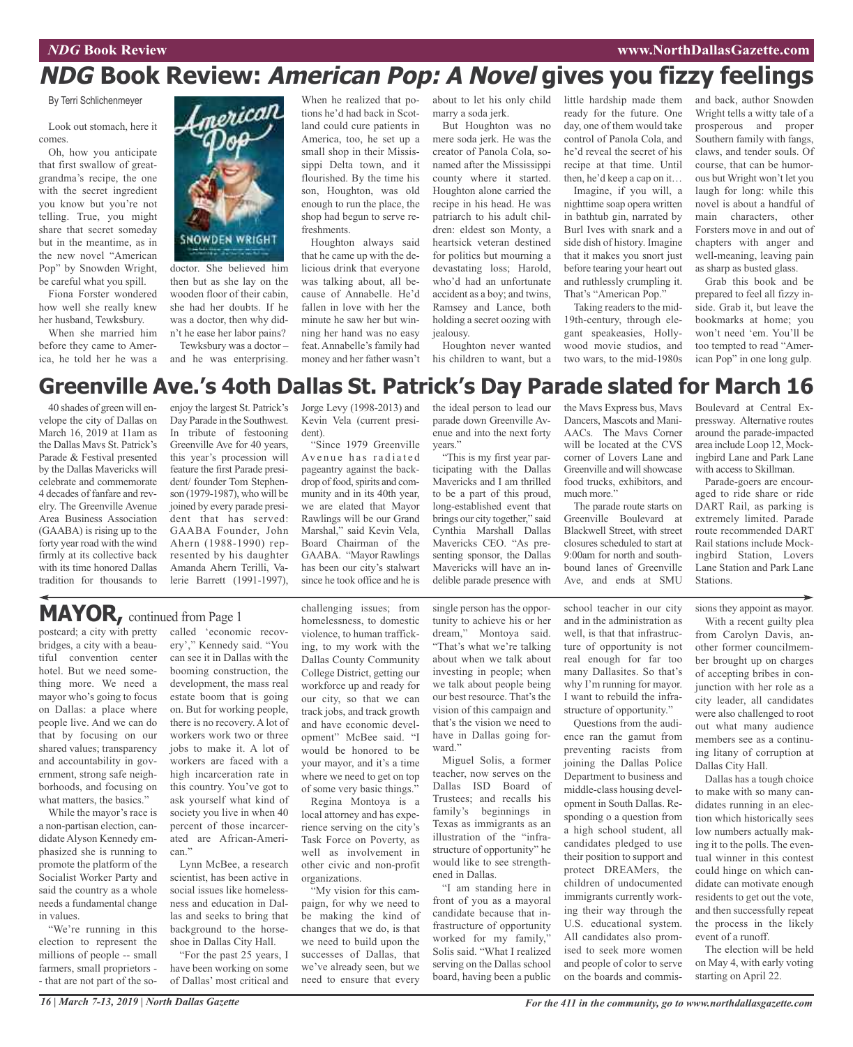# NDG Book Review: *American Pop: A Novel* gives you fizzy feelings

By Terri Schlichenmeyer

Look out stomach, here it comes.

Oh, how you anticipate that first swallow of great-grandma's recipe, the one with the secret ingredient you know but you're not telling. True, you might share that secret someday but in the meantime, as in the new novel "American Pop" by Snowden Wright, be careful what you spill.

Fiona Forster wondered how well she really knew her husband, Tewksbury.

When she married him before they came to America, he told her he was a doctor. She believed him then but as she lay on the wooden floor of their cabin, she had her doubts. If he was a doctor, then why didn't he ease her labor pains?

Tewksbury was a doctor – and he was enterprising. When he realized that potions he'd had back in Scotland could cure patients in America, too, he set up a small shop in their Mississippi Delta town, and it flourished. By the time his son, Houghton, was old enough to run the place, the shop had begun to serve refreshments.

Houghton always said that he came up with the delicious drink that everyone was talking about, all because of Annabelle. He'd fallen in love with her the minute he saw her but winning her hand was no easy feat. Annabelle's family had money and her father wasn't about to let his only child marry a soda jerk.

But Houghton was no mere soda jerk. He was the creator of Panola Cola, so-named after the Mississippi county where it started. Houghton alone carried the recipe in his head. He was patriarch to his adult children: eldest son Monty, a heartsick veteran destined for politics but mourning a devastating loss; Harold, who'd had an unfortunate accident as a boy; and twins, Ramsey and Lance, both holding a secret oozing with jealousy.

Houghton never wanted his children to want, but a little hardship made them ready for the future. One day, one of them would take control of Panola Cola, and he'd reveal the secret of his recipe at that time. Until then, he'd keep a cap on it…

Imagine, if you will, a nighttime soap opera written in bathtub gin, narrated by Burl Ives with snark and a side dish of history. Imagine that it makes you snort just before tearing your heart out and ruthlessly crumpling it. That's "American Pop."

Taking readers to the mid-19th-century, through elegant speakeasies, Hollywood movie studios, and two wars, to the mid-1980s and back, author Snowden Wright tells a witty tale of a prosperous and proper Southern family with fangs, claws, and tender souls. Of course, that can be humorous but Wright won't let you laugh for long: while this novel is about a handful of main characters, other Forsters move in and out of chapters with anger and well-meaning, leaving pain as sharp as busted glass.

Grab this book and be prepared to feel all fizzy inside. Grab it, but leave the bookmarks at home; you won't need 'em. You'll be too tempted to read "American Pop" in one long gulp.

# Greenville Ave.'s 40th Dallas St. Patrick's Day Parade slated for March 16

40 shades of green will envelope the city of Dallas on March 16, 2019 at 11am as the Dallas Mavs St. Patrick's Parade & Festival presented by the Dallas Mavericks will celebrate and commemorate 4 decades of fanfare and revelry. The Greenville Avenue Area Business Association (GAABA) is rising up to the forty year road with the wind firmly at its collective back with its time honored Dallas tradition for thousands to enjoy the largest St. Patrick's Day Parade in the Southwest. In tribute of festooning Greenville Ave for 40 years, this year's procession will feature the first Parade president/ founder Tom Stephenson (1979-1987), who will be joined by every parade president that has served: GAABA Founder, John Ahern (1988-1990) represented by his daughter Amanda Ahern Terilli, Valerie Barrett (1991-1997), Jorge Levy (1998-2013) and Kevin Vela (current president).

"Since 1979 Greenville Avenue has radiated pageantry against the backdrop of food, spirits and community and in its 40th year, we are elated that Mayor Rawlings will be our Grand Marshal," said Kevin Vela, Board Chairman of the GAABA. "Mayor Rawlings has been our city's stalwart since he took office and he is the ideal person to lead our parade down Greenville Avenue and into the next forty years."

"This is my first year participating with the Dallas Mavericks and I am thrilled to be a part of this proud, long-established event that brings our city together," said Cynthia Marshall Dallas Mavericks CEO. "As presenting sponsor, the Dallas Mavericks will have an indelible parade presence with the Mavs Express bus, Mavs Dancers, Mascots and ManiAACs. The Mavs Corner will be located at the CVS corner of Lovers Lane and Greenville and will showcase food trucks, exhibitors, and much more."

The parade route starts on Greenville Boulevard at Blackwell Street, with street closures scheduled to start at 9:00am for north and southbound lanes of Greenville Ave, and ends at SMU Boulevard at Central Expressway. Alternative routes around the parade-impacted area include Loop 12, Mockingbird Lane and Park Lane with access to Skillman.

Parade-goers are encouraged to ride share or ride DART Rail, as parking is extremely limited. Parade route recommended DART Rail stations include Mockingbird Station, Lovers Lane Station and Park Lane Stations.

# MAYOR, continued from Page 1

postcard; a city with pretty bridges, a city with a beautiful convention center hotel. But we need something more. We need a mayor who's going to focus on Dallas: a place where people live. And we can do that by focusing on our shared values; transparency and accountability in government, strong safe neighborhoods, and focusing on what matters, the basics."

While the mayor's race is a non-partisan election, candidate Alyson Kennedy emphasized she is running to promote the platform of the Socialist Worker Party and said the country as a whole needs a fundamental change in values.

"We're running in this election to represent the millions of people -- small farmers, small proprietors -- that are not part of the so-called 'economic recovery'," Kennedy said. "You can see it in Dallas with the booming construction, the development, the mass real estate boom that is going on. But for working people, there is no recovery. A lot of workers work two or three jobs to make it. A lot of workers are faced with a high incarceration rate in this country. You've got to ask yourself what kind of society you live in when 40 percent of those incarcerated are African-American."

Lynn McBee, a research scientist, has been active in social issues like homelessness and education in Dallas and seeks to bring that background to the horseshoe in Dallas City Hall.

"For the past 25 years, I have been working on some of Dallas' most critical and challenging issues; from homelessness, to domestic violence, to human trafficking, to my work with the Dallas County Community College District, getting our workforce up and ready for our city, so that we can track jobs, and track growth and have economic development" McBee said. "I would be honored to be your mayor, and it's a time where we need to get on top of some very basic things."

Regina Montoya is a local attorney and has experience serving on the city's Task Force on Poverty, as well as involvement in other civic and non-profit organizations.

"My vision for this campaign, for why we need to be making the kind of changes that we do, is that we need to build upon the successes of Dallas, that we've already seen, but we need to ensure that every single person has the opportunity to achieve his or her dream," Montoya said. "That's what we're talking about when we talk about investing in people; when we talk about people being our best resource. That's the vision of this campaign and that's the vision we need to have in Dallas going forward."

Miguel Solis, a former teacher, now serves on the Dallas ISD Board of Trustees; and recalls his family's beginnings in Texas as immigrants as an illustration of the "infrastructure of opportunity" he would like to see strengthened in Dallas.

"I am standing here in front of you as a mayoral candidate because that infrastructure of opportunity worked for my family," Solis said. "What I realized serving on the Dallas school board, having been a public school teacher in our city and in the administration as well, is that that infrastructure of opportunity is not real enough for far too many Dallasites. So that's why I'm running for mayor. I want to rebuild the infrastructure of opportunity."

Questions from the audience ran the gamut from preventing racists from joining the Dallas Police Department to business and middle-class housing development in South Dallas. Responding o a question from a high school student, all candidates pledged to use their position to support and protect DREAMers, the children of undocumented immigrants currently working their way through the U.S. educational system. All candidates also promised to seek more women and people of color to serve on the boards and commissions they appoint as mayor.

With a recent guilty plea from Carolyn Davis, another former councilmember brought up on charges of accepting bribes in conjunction with her role as a city leader, all candidates were also challenged to root out what many audience members see as a continuing litany of corruption at Dallas City Hall.

Dallas has a tough choice to make with so many candidates running in an election which historically sees low numbers actually making it to the polls. The eventual winner in this contest could hinge on which candidate can motivate enough residents to get out the vote, and then successfully repeat the process in the likely event of a runoff.

The election will be held on May 4, with early voting starting on April 22.